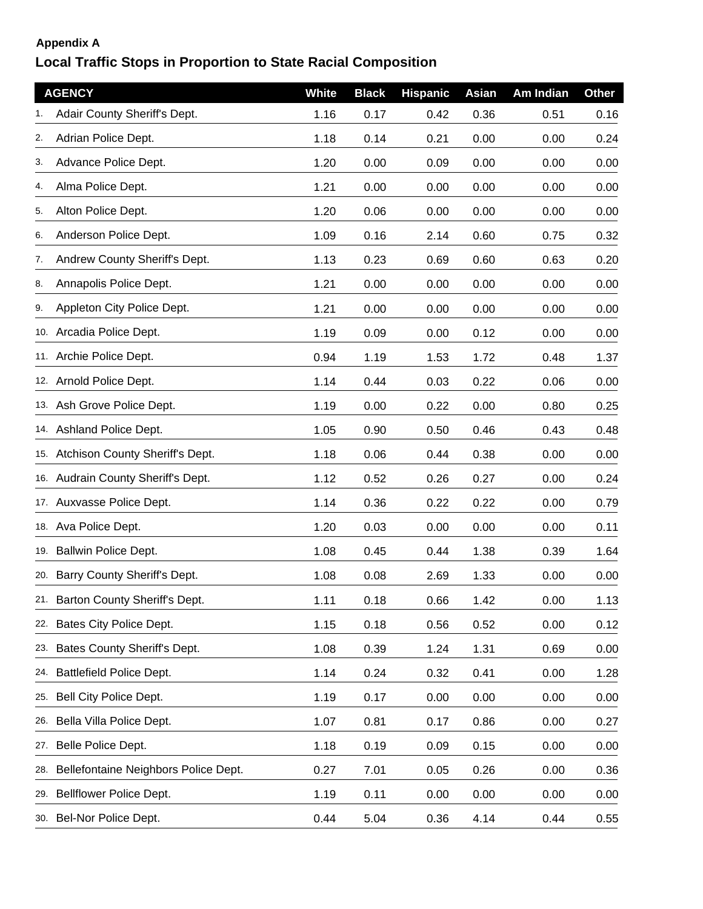**Appendix A**

## Local Traffic Stops in Proportion to State Racial Composition

| | AGENCY | White | Black | Hispanic | Asian | Am Indian | Other |
|---|---|---|---|---|---|---|---|
| 1. | Adair County Sheriff's Dept. | 1.16 | 0.17 | 0.42 | 0.36 | 0.51 | 0.16 |
| 2. | Adrian Police Dept. | 1.18 | 0.14 | 0.21 | 0.00 | 0.00 | 0.24 |
| 3. | Advance Police Dept. | 1.20 | 0.00 | 0.09 | 0.00 | 0.00 | 0.00 |
| 4. | Alma Police Dept. | 1.21 | 0.00 | 0.00 | 0.00 | 0.00 | 0.00 |
| 5. | Alton Police Dept. | 1.20 | 0.06 | 0.00 | 0.00 | 0.00 | 0.00 |
| 6. | Anderson Police Dept. | 1.09 | 0.16 | 2.14 | 0.60 | 0.75 | 0.32 |
| 7. | Andrew County Sheriff's Dept. | 1.13 | 0.23 | 0.69 | 0.60 | 0.63 | 0.20 |
| 8. | Annapolis Police Dept. | 1.21 | 0.00 | 0.00 | 0.00 | 0.00 | 0.00 |
| 9. | Appleton City Police Dept. | 1.21 | 0.00 | 0.00 | 0.00 | 0.00 | 0.00 |
| 10. | Arcadia Police Dept. | 1.19 | 0.09 | 0.00 | 0.12 | 0.00 | 0.00 |
| 11. | Archie Police Dept. | 0.94 | 1.19 | 1.53 | 1.72 | 0.48 | 1.37 |
| 12. | Arnold Police Dept. | 1.14 | 0.44 | 0.03 | 0.22 | 0.06 | 0.00 |
| 13. | Ash Grove Police Dept. | 1.19 | 0.00 | 0.22 | 0.00 | 0.80 | 0.25 |
| 14. | Ashland Police Dept. | 1.05 | 0.90 | 0.50 | 0.46 | 0.43 | 0.48 |
| 15. | Atchison County Sheriff's Dept. | 1.18 | 0.06 | 0.44 | 0.38 | 0.00 | 0.00 |
| 16. | Audrain County Sheriff's Dept. | 1.12 | 0.52 | 0.26 | 0.27 | 0.00 | 0.24 |
| 17. | Auxvasse Police Dept. | 1.14 | 0.36 | 0.22 | 0.22 | 0.00 | 0.79 |
| 18. | Ava Police Dept. | 1.20 | 0.03 | 0.00 | 0.00 | 0.00 | 0.11 |
| 19. | Ballwin Police Dept. | 1.08 | 0.45 | 0.44 | 1.38 | 0.39 | 1.64 |
| 20. | Barry County Sheriff's Dept. | 1.08 | 0.08 | 2.69 | 1.33 | 0.00 | 0.00 |
| 21. | Barton County Sheriff's Dept. | 1.11 | 0.18 | 0.66 | 1.42 | 0.00 | 1.13 |
| 22. | Bates City Police Dept. | 1.15 | 0.18 | 0.56 | 0.52 | 0.00 | 0.12 |
| 23. | Bates County Sheriff's Dept. | 1.08 | 0.39 | 1.24 | 1.31 | 0.69 | 0.00 |
| 24. | Battlefield Police Dept. | 1.14 | 0.24 | 0.32 | 0.41 | 0.00 | 1.28 |
| 25. | Bell City Police Dept. | 1.19 | 0.17 | 0.00 | 0.00 | 0.00 | 0.00 |
| 26. | Bella Villa Police Dept. | 1.07 | 0.81 | 0.17 | 0.86 | 0.00 | 0.27 |
| 27. | Belle Police Dept. | 1.18 | 0.19 | 0.09 | 0.15 | 0.00 | 0.00 |
| 28. | Bellefontaine Neighbors Police Dept. | 0.27 | 7.01 | 0.05 | 0.26 | 0.00 | 0.36 |
| 29. | Bellflower Police Dept. | 1.19 | 0.11 | 0.00 | 0.00 | 0.00 | 0.00 |
| 30. | Bel-Nor Police Dept. | 0.44 | 5.04 | 0.36 | 4.14 | 0.44 | 0.55 |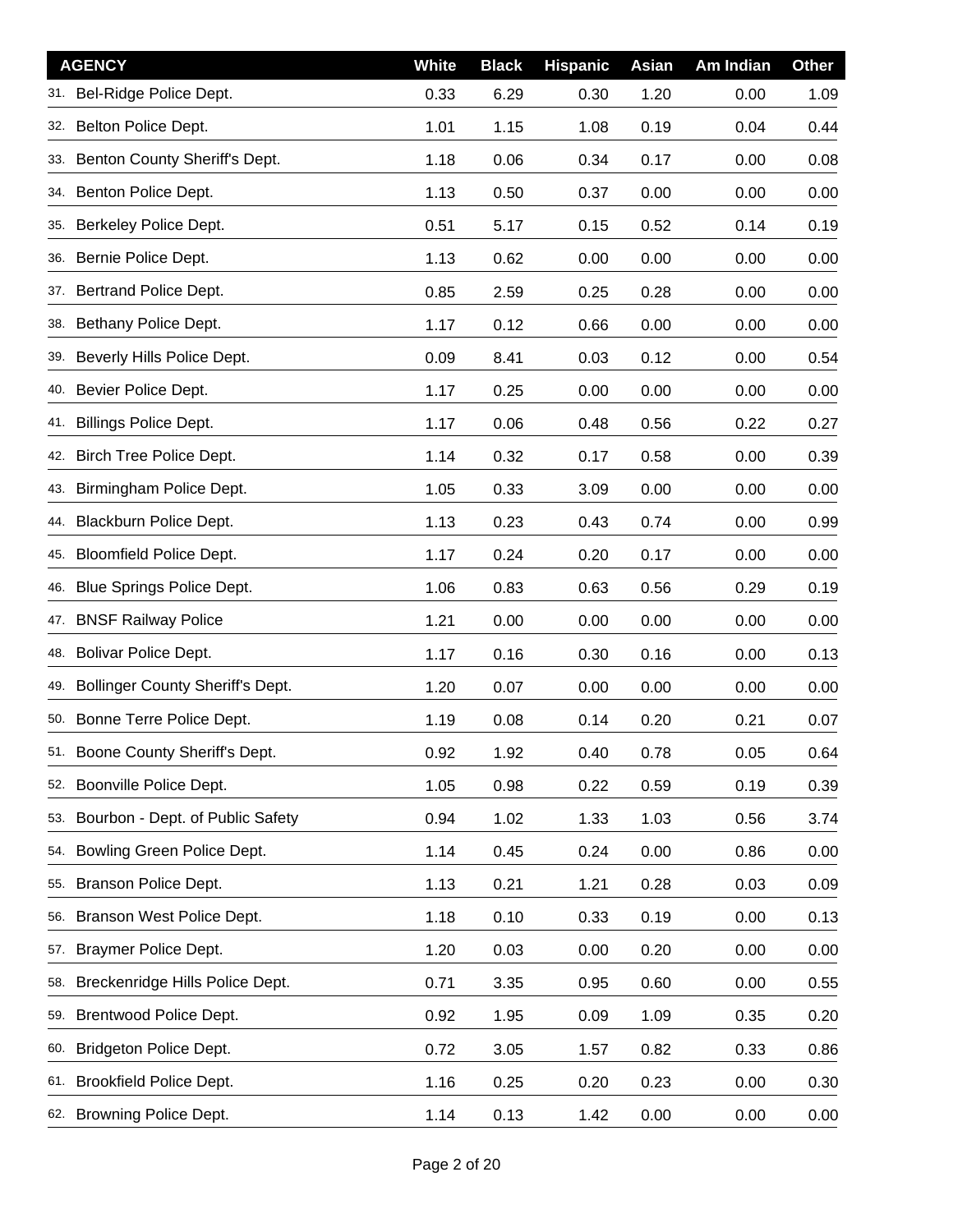| AGENCY | White | Black | Hispanic | Asian | Am Indian | Other |
| --- | --- | --- | --- | --- | --- | --- |
| 31. Bel-Ridge Police Dept. | 0.33 | 6.29 | 0.30 | 1.20 | 0.00 | 1.09 |
| 32. Belton Police Dept. | 1.01 | 1.15 | 1.08 | 0.19 | 0.04 | 0.44 |
| 33. Benton County Sheriff's Dept. | 1.18 | 0.06 | 0.34 | 0.17 | 0.00 | 0.08 |
| 34. Benton Police Dept. | 1.13 | 0.50 | 0.37 | 0.00 | 0.00 | 0.00 |
| 35. Berkeley Police Dept. | 0.51 | 5.17 | 0.15 | 0.52 | 0.14 | 0.19 |
| 36. Bernie Police Dept. | 1.13 | 0.62 | 0.00 | 0.00 | 0.00 | 0.00 |
| 37. Bertrand Police Dept. | 0.85 | 2.59 | 0.25 | 0.28 | 0.00 | 0.00 |
| 38. Bethany Police Dept. | 1.17 | 0.12 | 0.66 | 0.00 | 0.00 | 0.00 |
| 39. Beverly Hills Police Dept. | 0.09 | 8.41 | 0.03 | 0.12 | 0.00 | 0.54 |
| 40. Bevier Police Dept. | 1.17 | 0.25 | 0.00 | 0.00 | 0.00 | 0.00 |
| 41. Billings Police Dept. | 1.17 | 0.06 | 0.48 | 0.56 | 0.22 | 0.27 |
| 42. Birch Tree Police Dept. | 1.14 | 0.32 | 0.17 | 0.58 | 0.00 | 0.39 |
| 43. Birmingham Police Dept. | 1.05 | 0.33 | 3.09 | 0.00 | 0.00 | 0.00 |
| 44. Blackburn Police Dept. | 1.13 | 0.23 | 0.43 | 0.74 | 0.00 | 0.99 |
| 45. Bloomfield Police Dept. | 1.17 | 0.24 | 0.20 | 0.17 | 0.00 | 0.00 |
| 46. Blue Springs Police Dept. | 1.06 | 0.83 | 0.63 | 0.56 | 0.29 | 0.19 |
| 47. BNSF Railway Police | 1.21 | 0.00 | 0.00 | 0.00 | 0.00 | 0.00 |
| 48. Bolivar Police Dept. | 1.17 | 0.16 | 0.30 | 0.16 | 0.00 | 0.13 |
| 49. Bollinger County Sheriff's Dept. | 1.20 | 0.07 | 0.00 | 0.00 | 0.00 | 0.00 |
| 50. Bonne Terre Police Dept. | 1.19 | 0.08 | 0.14 | 0.20 | 0.21 | 0.07 |
| 51. Boone County Sheriff's Dept. | 0.92 | 1.92 | 0.40 | 0.78 | 0.05 | 0.64 |
| 52. Boonville Police Dept. | 1.05 | 0.98 | 0.22 | 0.59 | 0.19 | 0.39 |
| 53. Bourbon - Dept. of Public Safety | 0.94 | 1.02 | 1.33 | 1.03 | 0.56 | 3.74 |
| 54. Bowling Green Police Dept. | 1.14 | 0.45 | 0.24 | 0.00 | 0.86 | 0.00 |
| 55. Branson Police Dept. | 1.13 | 0.21 | 1.21 | 0.28 | 0.03 | 0.09 |
| 56. Branson West Police Dept. | 1.18 | 0.10 | 0.33 | 0.19 | 0.00 | 0.13 |
| 57. Braymer Police Dept. | 1.20 | 0.03 | 0.00 | 0.20 | 0.00 | 0.00 |
| 58. Breckenridge Hills Police Dept. | 0.71 | 3.35 | 0.95 | 0.60 | 0.00 | 0.55 |
| 59. Brentwood Police Dept. | 0.92 | 1.95 | 0.09 | 1.09 | 0.35 | 0.20 |
| 60. Bridgeton Police Dept. | 0.72 | 3.05 | 1.57 | 0.82 | 0.33 | 0.86 |
| 61. Brookfield Police Dept. | 1.16 | 0.25 | 0.20 | 0.23 | 0.00 | 0.30 |
| 62. Browning Police Dept. | 1.14 | 0.13 | 1.42 | 0.00 | 0.00 | 0.00 |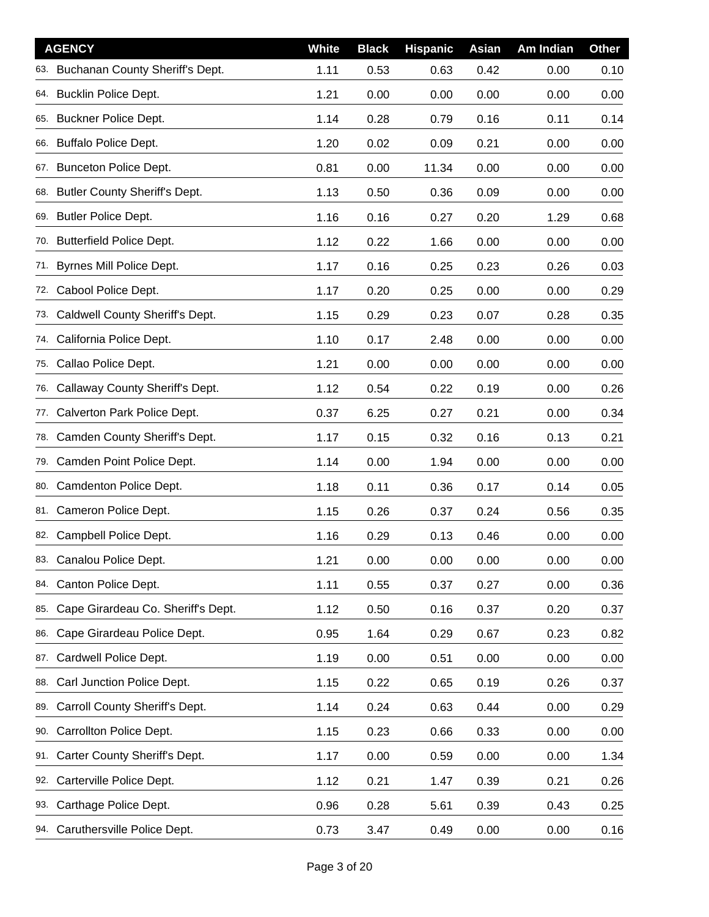| AGENCY | White | Black | Hispanic | Asian | Am Indian | Other |
|---|---|---|---|---|---|---|
| 63. Buchanan County Sheriff's Dept. | 1.11 | 0.53 | 0.63 | 0.42 | 0.00 | 0.10 |
| 64. Bucklin Police Dept. | 1.21 | 0.00 | 0.00 | 0.00 | 0.00 | 0.00 |
| 65. Buckner Police Dept. | 1.14 | 0.28 | 0.79 | 0.16 | 0.11 | 0.14 |
| 66. Buffalo Police Dept. | 1.20 | 0.02 | 0.09 | 0.21 | 0.00 | 0.00 |
| 67. Bunceton Police Dept. | 0.81 | 0.00 | 11.34 | 0.00 | 0.00 | 0.00 |
| 68. Butler County Sheriff's Dept. | 1.13 | 0.50 | 0.36 | 0.09 | 0.00 | 0.00 |
| 69. Butler Police Dept. | 1.16 | 0.16 | 0.27 | 0.20 | 1.29 | 0.68 |
| 70. Butterfield Police Dept. | 1.12 | 0.22 | 1.66 | 0.00 | 0.00 | 0.00 |
| 71. Byrnes Mill Police Dept. | 1.17 | 0.16 | 0.25 | 0.23 | 0.26 | 0.03 |
| 72. Cabool Police Dept. | 1.17 | 0.20 | 0.25 | 0.00 | 0.00 | 0.29 |
| 73. Caldwell County Sheriff's Dept. | 1.15 | 0.29 | 0.23 | 0.07 | 0.28 | 0.35 |
| 74. California Police Dept. | 1.10 | 0.17 | 2.48 | 0.00 | 0.00 | 0.00 |
| 75. Callao Police Dept. | 1.21 | 0.00 | 0.00 | 0.00 | 0.00 | 0.00 |
| 76. Callaway County Sheriff's Dept. | 1.12 | 0.54 | 0.22 | 0.19 | 0.00 | 0.26 |
| 77. Calverton Park Police Dept. | 0.37 | 6.25 | 0.27 | 0.21 | 0.00 | 0.34 |
| 78. Camden County Sheriff's Dept. | 1.17 | 0.15 | 0.32 | 0.16 | 0.13 | 0.21 |
| 79. Camden Point Police Dept. | 1.14 | 0.00 | 1.94 | 0.00 | 0.00 | 0.00 |
| 80. Camdenton Police Dept. | 1.18 | 0.11 | 0.36 | 0.17 | 0.14 | 0.05 |
| 81. Cameron Police Dept. | 1.15 | 0.26 | 0.37 | 0.24 | 0.56 | 0.35 |
| 82. Campbell Police Dept. | 1.16 | 0.29 | 0.13 | 0.46 | 0.00 | 0.00 |
| 83. Canalou Police Dept. | 1.21 | 0.00 | 0.00 | 0.00 | 0.00 | 0.00 |
| 84. Canton Police Dept. | 1.11 | 0.55 | 0.37 | 0.27 | 0.00 | 0.36 |
| 85. Cape Girardeau Co. Sheriff's Dept. | 1.12 | 0.50 | 0.16 | 0.37 | 0.20 | 0.37 |
| 86. Cape Girardeau Police Dept. | 0.95 | 1.64 | 0.29 | 0.67 | 0.23 | 0.82 |
| 87. Cardwell Police Dept. | 1.19 | 0.00 | 0.51 | 0.00 | 0.00 | 0.00 |
| 88. Carl Junction Police Dept. | 1.15 | 0.22 | 0.65 | 0.19 | 0.26 | 0.37 |
| 89. Carroll County Sheriff's Dept. | 1.14 | 0.24 | 0.63 | 0.44 | 0.00 | 0.29 |
| 90. Carrollton Police Dept. | 1.15 | 0.23 | 0.66 | 0.33 | 0.00 | 0.00 |
| 91. Carter County Sheriff's Dept. | 1.17 | 0.00 | 0.59 | 0.00 | 0.00 | 1.34 |
| 92. Carterville Police Dept. | 1.12 | 0.21 | 1.47 | 0.39 | 0.21 | 0.26 |
| 93. Carthage Police Dept. | 0.96 | 0.28 | 5.61 | 0.39 | 0.43 | 0.25 |
| 94. Caruthersville Police Dept. | 0.73 | 3.47 | 0.49 | 0.00 | 0.00 | 0.16 |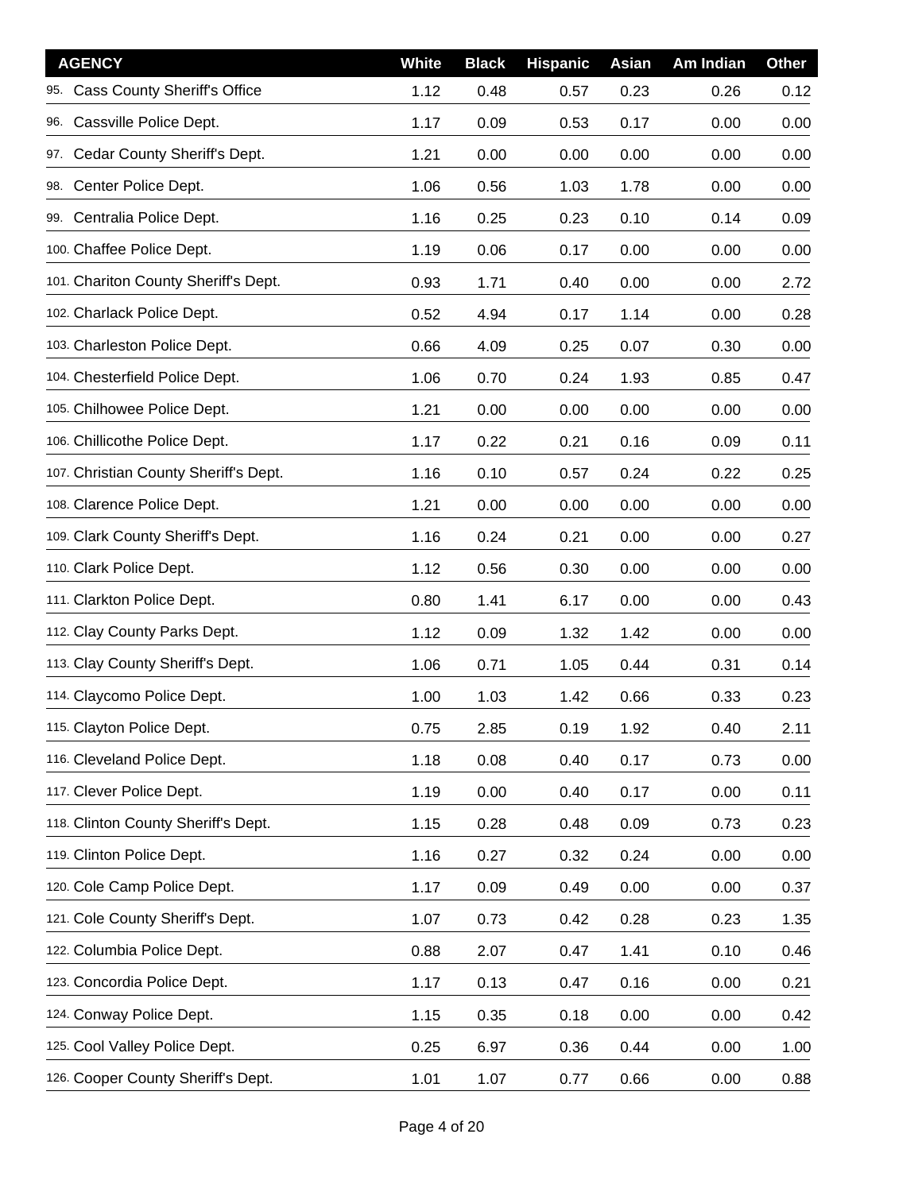| AGENCY | White | Black | Hispanic | Asian | Am Indian | Other |
|---|---|---|---|---|---|---|
| 95. Cass County Sheriff's Office | 1.12 | 0.48 | 0.57 | 0.23 | 0.26 | 0.12 |
| 96. Cassville Police Dept. | 1.17 | 0.09 | 0.53 | 0.17 | 0.00 | 0.00 |
| 97. Cedar County Sheriff's Dept. | 1.21 | 0.00 | 0.00 | 0.00 | 0.00 | 0.00 |
| 98. Center Police Dept. | 1.06 | 0.56 | 1.03 | 1.78 | 0.00 | 0.00 |
| 99. Centralia Police Dept. | 1.16 | 0.25 | 0.23 | 0.10 | 0.14 | 0.09 |
| 100. Chaffee Police Dept. | 1.19 | 0.06 | 0.17 | 0.00 | 0.00 | 0.00 |
| 101. Chariton County Sheriff's Dept. | 0.93 | 1.71 | 0.40 | 0.00 | 0.00 | 2.72 |
| 102. Charlack Police Dept. | 0.52 | 4.94 | 0.17 | 1.14 | 0.00 | 0.28 |
| 103. Charleston Police Dept. | 0.66 | 4.09 | 0.25 | 0.07 | 0.30 | 0.00 |
| 104. Chesterfield Police Dept. | 1.06 | 0.70 | 0.24 | 1.93 | 0.85 | 0.47 |
| 105. Chilhowee Police Dept. | 1.21 | 0.00 | 0.00 | 0.00 | 0.00 | 0.00 |
| 106. Chillicothe Police Dept. | 1.17 | 0.22 | 0.21 | 0.16 | 0.09 | 0.11 |
| 107. Christian County Sheriff's Dept. | 1.16 | 0.10 | 0.57 | 0.24 | 0.22 | 0.25 |
| 108. Clarence Police Dept. | 1.21 | 0.00 | 0.00 | 0.00 | 0.00 | 0.00 |
| 109. Clark County Sheriff's Dept. | 1.16 | 0.24 | 0.21 | 0.00 | 0.00 | 0.27 |
| 110. Clark Police Dept. | 1.12 | 0.56 | 0.30 | 0.00 | 0.00 | 0.00 |
| 111. Clarkton Police Dept. | 0.80 | 1.41 | 6.17 | 0.00 | 0.00 | 0.43 |
| 112. Clay County Parks Dept. | 1.12 | 0.09 | 1.32 | 1.42 | 0.00 | 0.00 |
| 113. Clay County Sheriff's Dept. | 1.06 | 0.71 | 1.05 | 0.44 | 0.31 | 0.14 |
| 114. Claycomo Police Dept. | 1.00 | 1.03 | 1.42 | 0.66 | 0.33 | 0.23 |
| 115. Clayton Police Dept. | 0.75 | 2.85 | 0.19 | 1.92 | 0.40 | 2.11 |
| 116. Cleveland Police Dept. | 1.18 | 0.08 | 0.40 | 0.17 | 0.73 | 0.00 |
| 117. Clever Police Dept. | 1.19 | 0.00 | 0.40 | 0.17 | 0.00 | 0.11 |
| 118. Clinton County Sheriff's Dept. | 1.15 | 0.28 | 0.48 | 0.09 | 0.73 | 0.23 |
| 119. Clinton Police Dept. | 1.16 | 0.27 | 0.32 | 0.24 | 0.00 | 0.00 |
| 120. Cole Camp Police Dept. | 1.17 | 0.09 | 0.49 | 0.00 | 0.00 | 0.37 |
| 121. Cole County Sheriff's Dept. | 1.07 | 0.73 | 0.42 | 0.28 | 0.23 | 1.35 |
| 122. Columbia Police Dept. | 0.88 | 2.07 | 0.47 | 1.41 | 0.10 | 0.46 |
| 123. Concordia Police Dept. | 1.17 | 0.13 | 0.47 | 0.16 | 0.00 | 0.21 |
| 124. Conway Police Dept. | 1.15 | 0.35 | 0.18 | 0.00 | 0.00 | 0.42 |
| 125. Cool Valley Police Dept. | 0.25 | 6.97 | 0.36 | 0.44 | 0.00 | 1.00 |
| 126. Cooper County Sheriff's Dept. | 1.01 | 1.07 | 0.77 | 0.66 | 0.00 | 0.88 |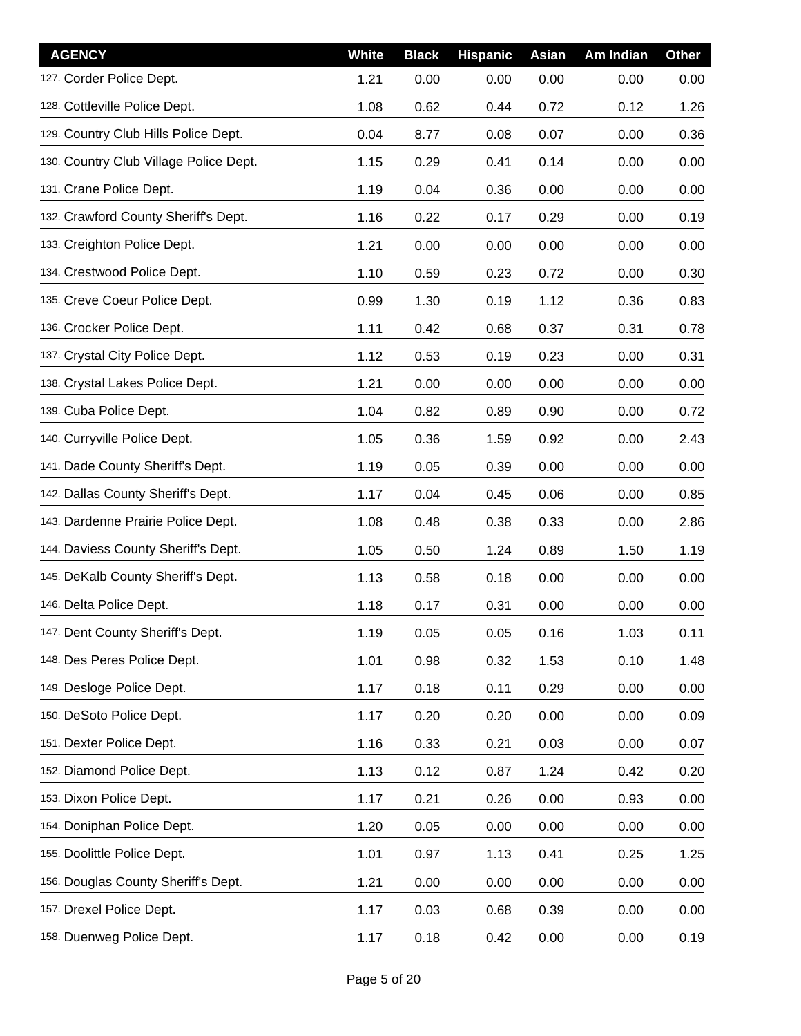| AGENCY | White | Black | Hispanic | Asian | Am Indian | Other |
| --- | --- | --- | --- | --- | --- | --- |
| 127. Corder Police Dept. | 1.21 | 0.00 | 0.00 | 0.00 | 0.00 | 0.00 |
| 128. Cottleville Police Dept. | 1.08 | 0.62 | 0.44 | 0.72 | 0.12 | 1.26 |
| 129. Country Club Hills Police Dept. | 0.04 | 8.77 | 0.08 | 0.07 | 0.00 | 0.36 |
| 130. Country Club Village Police Dept. | 1.15 | 0.29 | 0.41 | 0.14 | 0.00 | 0.00 |
| 131. Crane Police Dept. | 1.19 | 0.04 | 0.36 | 0.00 | 0.00 | 0.00 |
| 132. Crawford County Sheriff's Dept. | 1.16 | 0.22 | 0.17 | 0.29 | 0.00 | 0.19 |
| 133. Creighton Police Dept. | 1.21 | 0.00 | 0.00 | 0.00 | 0.00 | 0.00 |
| 134. Crestwood Police Dept. | 1.10 | 0.59 | 0.23 | 0.72 | 0.00 | 0.30 |
| 135. Creve Coeur Police Dept. | 0.99 | 1.30 | 0.19 | 1.12 | 0.36 | 0.83 |
| 136. Crocker Police Dept. | 1.11 | 0.42 | 0.68 | 0.37 | 0.31 | 0.78 |
| 137. Crystal City Police Dept. | 1.12 | 0.53 | 0.19 | 0.23 | 0.00 | 0.31 |
| 138. Crystal Lakes Police Dept. | 1.21 | 0.00 | 0.00 | 0.00 | 0.00 | 0.00 |
| 139. Cuba Police Dept. | 1.04 | 0.82 | 0.89 | 0.90 | 0.00 | 0.72 |
| 140. Curryville Police Dept. | 1.05 | 0.36 | 1.59 | 0.92 | 0.00 | 2.43 |
| 141. Dade County Sheriff's Dept. | 1.19 | 0.05 | 0.39 | 0.00 | 0.00 | 0.00 |
| 142. Dallas County Sheriff's Dept. | 1.17 | 0.04 | 0.45 | 0.06 | 0.00 | 0.85 |
| 143. Dardenne Prairie Police Dept. | 1.08 | 0.48 | 0.38 | 0.33 | 0.00 | 2.86 |
| 144. Daviess County Sheriff's Dept. | 1.05 | 0.50 | 1.24 | 0.89 | 1.50 | 1.19 |
| 145. DeKalb County Sheriff's Dept. | 1.13 | 0.58 | 0.18 | 0.00 | 0.00 | 0.00 |
| 146. Delta Police Dept. | 1.18 | 0.17 | 0.31 | 0.00 | 0.00 | 0.00 |
| 147. Dent County Sheriff's Dept. | 1.19 | 0.05 | 0.05 | 0.16 | 1.03 | 0.11 |
| 148. Des Peres Police Dept. | 1.01 | 0.98 | 0.32 | 1.53 | 0.10 | 1.48 |
| 149. Desloge Police Dept. | 1.17 | 0.18 | 0.11 | 0.29 | 0.00 | 0.00 |
| 150. DeSoto Police Dept. | 1.17 | 0.20 | 0.20 | 0.00 | 0.00 | 0.09 |
| 151. Dexter Police Dept. | 1.16 | 0.33 | 0.21 | 0.03 | 0.00 | 0.07 |
| 152. Diamond Police Dept. | 1.13 | 0.12 | 0.87 | 1.24 | 0.42 | 0.20 |
| 153. Dixon Police Dept. | 1.17 | 0.21 | 0.26 | 0.00 | 0.93 | 0.00 |
| 154. Doniphan Police Dept. | 1.20 | 0.05 | 0.00 | 0.00 | 0.00 | 0.00 |
| 155. Doolittle Police Dept. | 1.01 | 0.97 | 1.13 | 0.41 | 0.25 | 1.25 |
| 156. Douglas County Sheriff's Dept. | 1.21 | 0.00 | 0.00 | 0.00 | 0.00 | 0.00 |
| 157. Drexel Police Dept. | 1.17 | 0.03 | 0.68 | 0.39 | 0.00 | 0.00 |
| 158. Duenweg Police Dept. | 1.17 | 0.18 | 0.42 | 0.00 | 0.00 | 0.19 |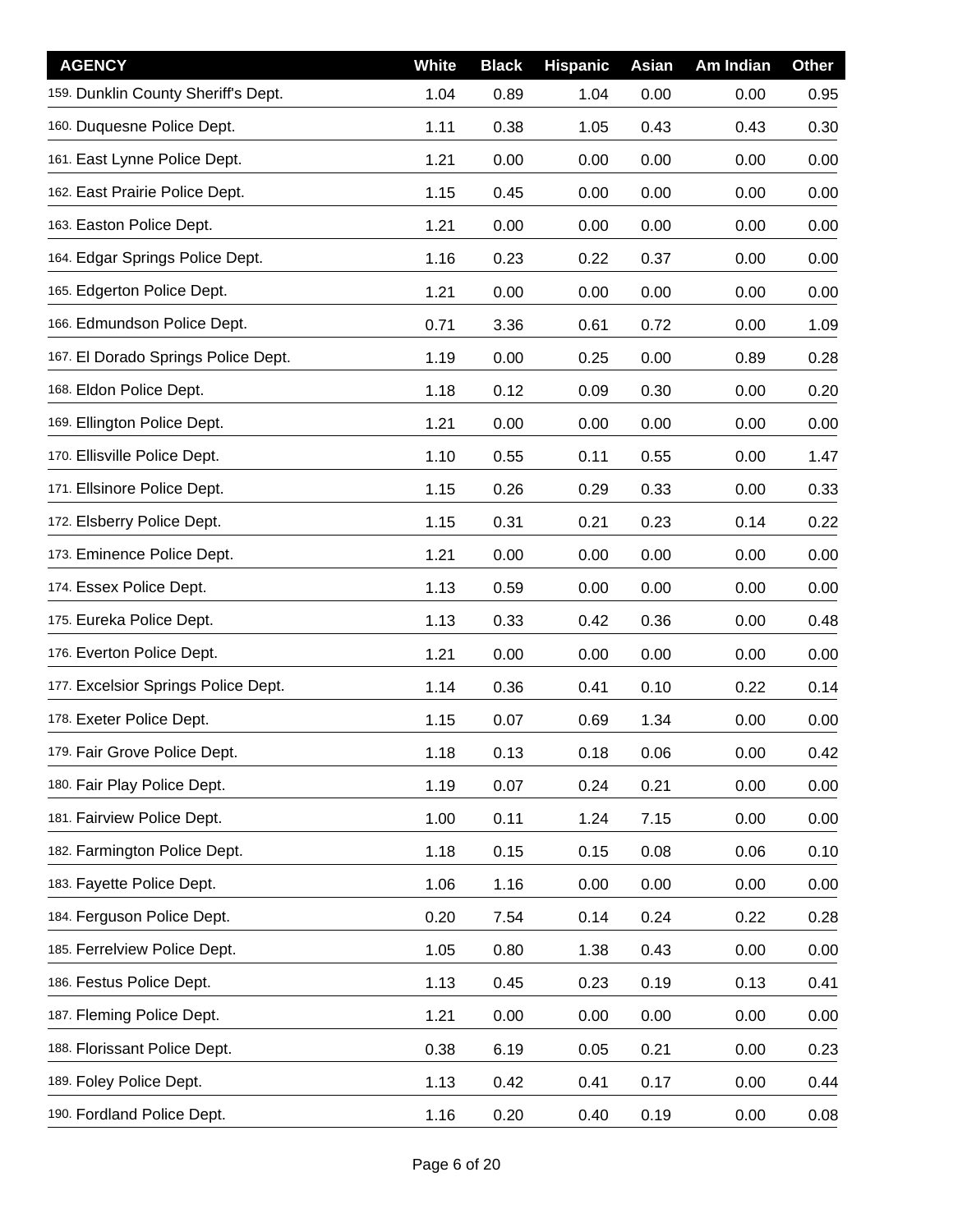| AGENCY | White | Black | Hispanic | Asian | Am Indian | Other |
|---|---|---|---|---|---|---|
| 159. Dunklin County Sheriff's Dept. | 1.04 | 0.89 | 1.04 | 0.00 | 0.00 | 0.95 |
| 160. Duquesne Police Dept. | 1.11 | 0.38 | 1.05 | 0.43 | 0.43 | 0.30 |
| 161. East Lynne Police Dept. | 1.21 | 0.00 | 0.00 | 0.00 | 0.00 | 0.00 |
| 162. East Prairie Police Dept. | 1.15 | 0.45 | 0.00 | 0.00 | 0.00 | 0.00 |
| 163. Easton Police Dept. | 1.21 | 0.00 | 0.00 | 0.00 | 0.00 | 0.00 |
| 164. Edgar Springs Police Dept. | 1.16 | 0.23 | 0.22 | 0.37 | 0.00 | 0.00 |
| 165. Edgerton Police Dept. | 1.21 | 0.00 | 0.00 | 0.00 | 0.00 | 0.00 |
| 166. Edmundson Police Dept. | 0.71 | 3.36 | 0.61 | 0.72 | 0.00 | 1.09 |
| 167. El Dorado Springs Police Dept. | 1.19 | 0.00 | 0.25 | 0.00 | 0.89 | 0.28 |
| 168. Eldon Police Dept. | 1.18 | 0.12 | 0.09 | 0.30 | 0.00 | 0.20 |
| 169. Ellington Police Dept. | 1.21 | 0.00 | 0.00 | 0.00 | 0.00 | 0.00 |
| 170. Ellisville Police Dept. | 1.10 | 0.55 | 0.11 | 0.55 | 0.00 | 1.47 |
| 171. Ellsinore Police Dept. | 1.15 | 0.26 | 0.29 | 0.33 | 0.00 | 0.33 |
| 172. Elsberry Police Dept. | 1.15 | 0.31 | 0.21 | 0.23 | 0.14 | 0.22 |
| 173. Eminence Police Dept. | 1.21 | 0.00 | 0.00 | 0.00 | 0.00 | 0.00 |
| 174. Essex Police Dept. | 1.13 | 0.59 | 0.00 | 0.00 | 0.00 | 0.00 |
| 175. Eureka Police Dept. | 1.13 | 0.33 | 0.42 | 0.36 | 0.00 | 0.48 |
| 176. Everton Police Dept. | 1.21 | 0.00 | 0.00 | 0.00 | 0.00 | 0.00 |
| 177. Excelsior Springs Police Dept. | 1.14 | 0.36 | 0.41 | 0.10 | 0.22 | 0.14 |
| 178. Exeter Police Dept. | 1.15 | 0.07 | 0.69 | 1.34 | 0.00 | 0.00 |
| 179. Fair Grove Police Dept. | 1.18 | 0.13 | 0.18 | 0.06 | 0.00 | 0.42 |
| 180. Fair Play Police Dept. | 1.19 | 0.07 | 0.24 | 0.21 | 0.00 | 0.00 |
| 181. Fairview Police Dept. | 1.00 | 0.11 | 1.24 | 7.15 | 0.00 | 0.00 |
| 182. Farmington Police Dept. | 1.18 | 0.15 | 0.15 | 0.08 | 0.06 | 0.10 |
| 183. Fayette Police Dept. | 1.06 | 1.16 | 0.00 | 0.00 | 0.00 | 0.00 |
| 184. Ferguson Police Dept. | 0.20 | 7.54 | 0.14 | 0.24 | 0.22 | 0.28 |
| 185. Ferrelview Police Dept. | 1.05 | 0.80 | 1.38 | 0.43 | 0.00 | 0.00 |
| 186. Festus Police Dept. | 1.13 | 0.45 | 0.23 | 0.19 | 0.13 | 0.41 |
| 187. Fleming Police Dept. | 1.21 | 0.00 | 0.00 | 0.00 | 0.00 | 0.00 |
| 188. Florissant Police Dept. | 0.38 | 6.19 | 0.05 | 0.21 | 0.00 | 0.23 |
| 189. Foley Police Dept. | 1.13 | 0.42 | 0.41 | 0.17 | 0.00 | 0.44 |
| 190. Fordland Police Dept. | 1.16 | 0.20 | 0.40 | 0.19 | 0.00 | 0.08 |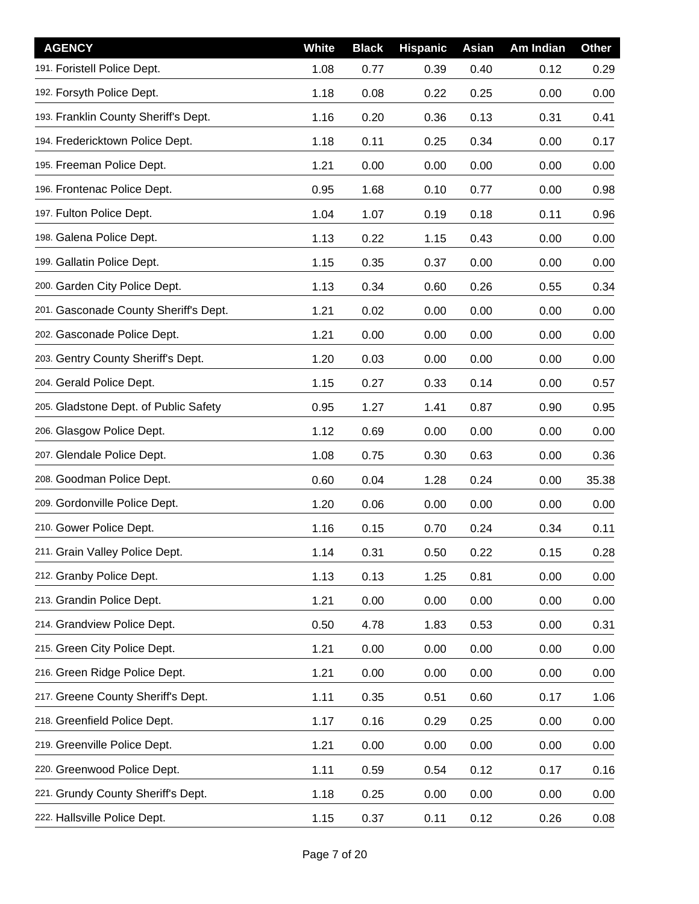| AGENCY | White | Black | Hispanic | Asian | Am Indian | Other |
|---|---|---|---|---|---|---|
| 191. Foristell Police Dept. | 1.08 | 0.77 | 0.39 | 0.40 | 0.12 | 0.29 |
| 192. Forsyth Police Dept. | 1.18 | 0.08 | 0.22 | 0.25 | 0.00 | 0.00 |
| 193. Franklin County Sheriff's Dept. | 1.16 | 0.20 | 0.36 | 0.13 | 0.31 | 0.41 |
| 194. Fredericktown Police Dept. | 1.18 | 0.11 | 0.25 | 0.34 | 0.00 | 0.17 |
| 195. Freeman Police Dept. | 1.21 | 0.00 | 0.00 | 0.00 | 0.00 | 0.00 |
| 196. Frontenac Police Dept. | 0.95 | 1.68 | 0.10 | 0.77 | 0.00 | 0.98 |
| 197. Fulton Police Dept. | 1.04 | 1.07 | 0.19 | 0.18 | 0.11 | 0.96 |
| 198. Galena Police Dept. | 1.13 | 0.22 | 1.15 | 0.43 | 0.00 | 0.00 |
| 199. Gallatin Police Dept. | 1.15 | 0.35 | 0.37 | 0.00 | 0.00 | 0.00 |
| 200. Garden City Police Dept. | 1.13 | 0.34 | 0.60 | 0.26 | 0.55 | 0.34 |
| 201. Gasconade County Sheriff's Dept. | 1.21 | 0.02 | 0.00 | 0.00 | 0.00 | 0.00 |
| 202. Gasconade Police Dept. | 1.21 | 0.00 | 0.00 | 0.00 | 0.00 | 0.00 |
| 203. Gentry County Sheriff's Dept. | 1.20 | 0.03 | 0.00 | 0.00 | 0.00 | 0.00 |
| 204. Gerald Police Dept. | 1.15 | 0.27 | 0.33 | 0.14 | 0.00 | 0.57 |
| 205. Gladstone Dept. of Public Safety | 0.95 | 1.27 | 1.41 | 0.87 | 0.90 | 0.95 |
| 206. Glasgow Police Dept. | 1.12 | 0.69 | 0.00 | 0.00 | 0.00 | 0.00 |
| 207. Glendale Police Dept. | 1.08 | 0.75 | 0.30 | 0.63 | 0.00 | 0.36 |
| 208. Goodman Police Dept. | 0.60 | 0.04 | 1.28 | 0.24 | 0.00 | 35.38 |
| 209. Gordonville Police Dept. | 1.20 | 0.06 | 0.00 | 0.00 | 0.00 | 0.00 |
| 210. Gower Police Dept. | 1.16 | 0.15 | 0.70 | 0.24 | 0.34 | 0.11 |
| 211. Grain Valley Police Dept. | 1.14 | 0.31 | 0.50 | 0.22 | 0.15 | 0.28 |
| 212. Granby Police Dept. | 1.13 | 0.13 | 1.25 | 0.81 | 0.00 | 0.00 |
| 213. Grandin Police Dept. | 1.21 | 0.00 | 0.00 | 0.00 | 0.00 | 0.00 |
| 214. Grandview Police Dept. | 0.50 | 4.78 | 1.83 | 0.53 | 0.00 | 0.31 |
| 215. Green City Police Dept. | 1.21 | 0.00 | 0.00 | 0.00 | 0.00 | 0.00 |
| 216. Green Ridge Police Dept. | 1.21 | 0.00 | 0.00 | 0.00 | 0.00 | 0.00 |
| 217. Greene County Sheriff's Dept. | 1.11 | 0.35 | 0.51 | 0.60 | 0.17 | 1.06 |
| 218. Greenfield Police Dept. | 1.17 | 0.16 | 0.29 | 0.25 | 0.00 | 0.00 |
| 219. Greenville Police Dept. | 1.21 | 0.00 | 0.00 | 0.00 | 0.00 | 0.00 |
| 220. Greenwood Police Dept. | 1.11 | 0.59 | 0.54 | 0.12 | 0.17 | 0.16 |
| 221. Grundy County Sheriff's Dept. | 1.18 | 0.25 | 0.00 | 0.00 | 0.00 | 0.00 |
| 222. Hallsville Police Dept. | 1.15 | 0.37 | 0.11 | 0.12 | 0.26 | 0.08 |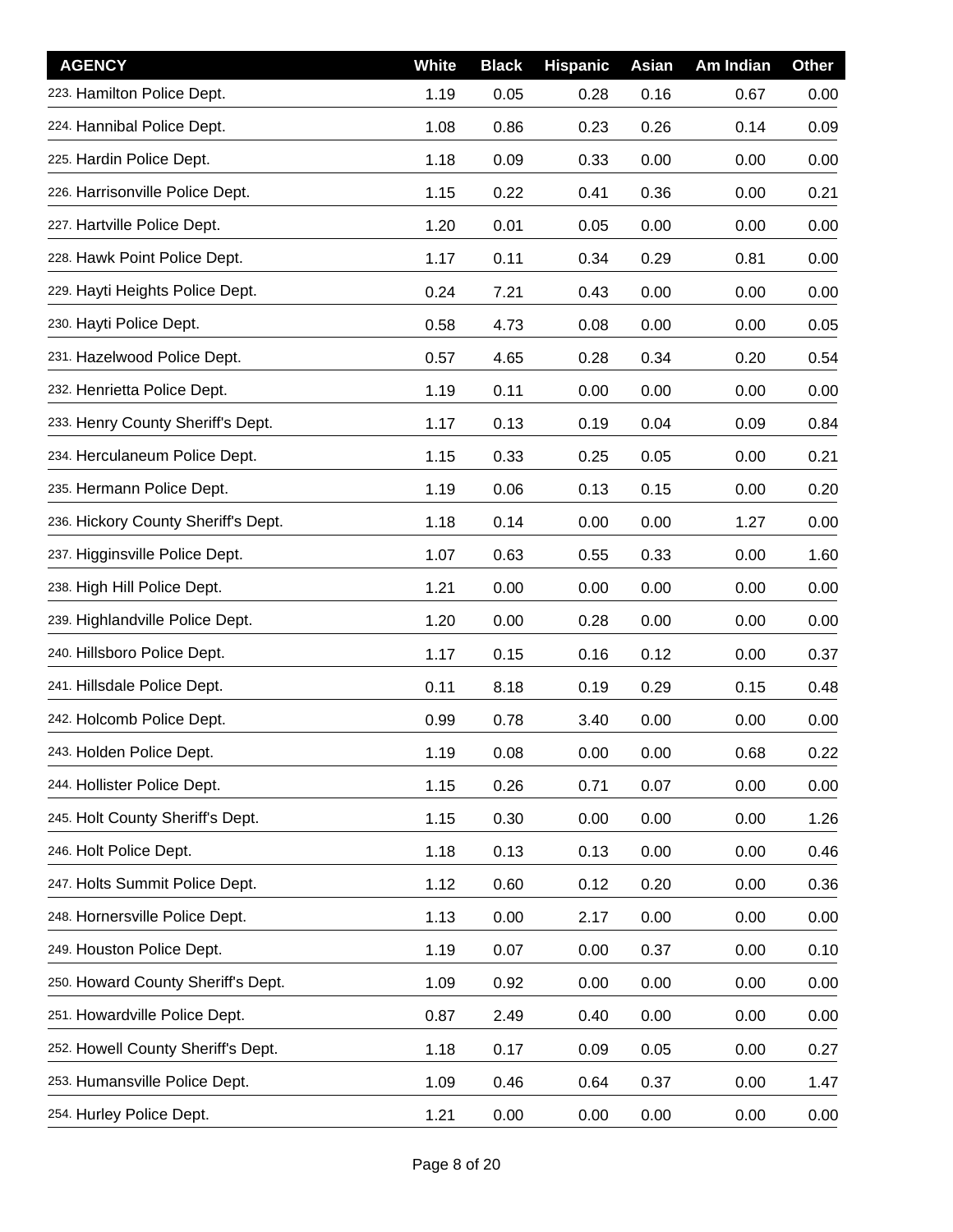| AGENCY | White | Black | Hispanic | Asian | Am Indian | Other |
|---|---|---|---|---|---|---|
| 223. Hamilton Police Dept. | 1.19 | 0.05 | 0.28 | 0.16 | 0.67 | 0.00 |
| 224. Hannibal Police Dept. | 1.08 | 0.86 | 0.23 | 0.26 | 0.14 | 0.09 |
| 225. Hardin Police Dept. | 1.18 | 0.09 | 0.33 | 0.00 | 0.00 | 0.00 |
| 226. Harrisonville Police Dept. | 1.15 | 0.22 | 0.41 | 0.36 | 0.00 | 0.21 |
| 227. Hartville Police Dept. | 1.20 | 0.01 | 0.05 | 0.00 | 0.00 | 0.00 |
| 228. Hawk Point Police Dept. | 1.17 | 0.11 | 0.34 | 0.29 | 0.81 | 0.00 |
| 229. Hayti Heights Police Dept. | 0.24 | 7.21 | 0.43 | 0.00 | 0.00 | 0.00 |
| 230. Hayti Police Dept. | 0.58 | 4.73 | 0.08 | 0.00 | 0.00 | 0.05 |
| 231. Hazelwood Police Dept. | 0.57 | 4.65 | 0.28 | 0.34 | 0.20 | 0.54 |
| 232. Henrietta Police Dept. | 1.19 | 0.11 | 0.00 | 0.00 | 0.00 | 0.00 |
| 233. Henry County Sheriff's Dept. | 1.17 | 0.13 | 0.19 | 0.04 | 0.09 | 0.84 |
| 234. Herculaneum Police Dept. | 1.15 | 0.33 | 0.25 | 0.05 | 0.00 | 0.21 |
| 235. Hermann Police Dept. | 1.19 | 0.06 | 0.13 | 0.15 | 0.00 | 0.20 |
| 236. Hickory County Sheriff's Dept. | 1.18 | 0.14 | 0.00 | 0.00 | 1.27 | 0.00 |
| 237. Higginsville Police Dept. | 1.07 | 0.63 | 0.55 | 0.33 | 0.00 | 1.60 |
| 238. High Hill Police Dept. | 1.21 | 0.00 | 0.00 | 0.00 | 0.00 | 0.00 |
| 239. Highlandville Police Dept. | 1.20 | 0.00 | 0.28 | 0.00 | 0.00 | 0.00 |
| 240. Hillsboro Police Dept. | 1.17 | 0.15 | 0.16 | 0.12 | 0.00 | 0.37 |
| 241. Hillsdale Police Dept. | 0.11 | 8.18 | 0.19 | 0.29 | 0.15 | 0.48 |
| 242. Holcomb Police Dept. | 0.99 | 0.78 | 3.40 | 0.00 | 0.00 | 0.00 |
| 243. Holden Police Dept. | 1.19 | 0.08 | 0.00 | 0.00 | 0.68 | 0.22 |
| 244. Hollister Police Dept. | 1.15 | 0.26 | 0.71 | 0.07 | 0.00 | 0.00 |
| 245. Holt County Sheriff's Dept. | 1.15 | 0.30 | 0.00 | 0.00 | 0.00 | 1.26 |
| 246. Holt Police Dept. | 1.18 | 0.13 | 0.13 | 0.00 | 0.00 | 0.46 |
| 247. Holts Summit Police Dept. | 1.12 | 0.60 | 0.12 | 0.20 | 0.00 | 0.36 |
| 248. Hornersville Police Dept. | 1.13 | 0.00 | 2.17 | 0.00 | 0.00 | 0.00 |
| 249. Houston Police Dept. | 1.19 | 0.07 | 0.00 | 0.37 | 0.00 | 0.10 |
| 250. Howard County Sheriff's Dept. | 1.09 | 0.92 | 0.00 | 0.00 | 0.00 | 0.00 |
| 251. Howardville Police Dept. | 0.87 | 2.49 | 0.40 | 0.00 | 0.00 | 0.00 |
| 252. Howell County Sheriff's Dept. | 1.18 | 0.17 | 0.09 | 0.05 | 0.00 | 0.27 |
| 253. Humansville Police Dept. | 1.09 | 0.46 | 0.64 | 0.37 | 0.00 | 1.47 |
| 254. Hurley Police Dept. | 1.21 | 0.00 | 0.00 | 0.00 | 0.00 | 0.00 |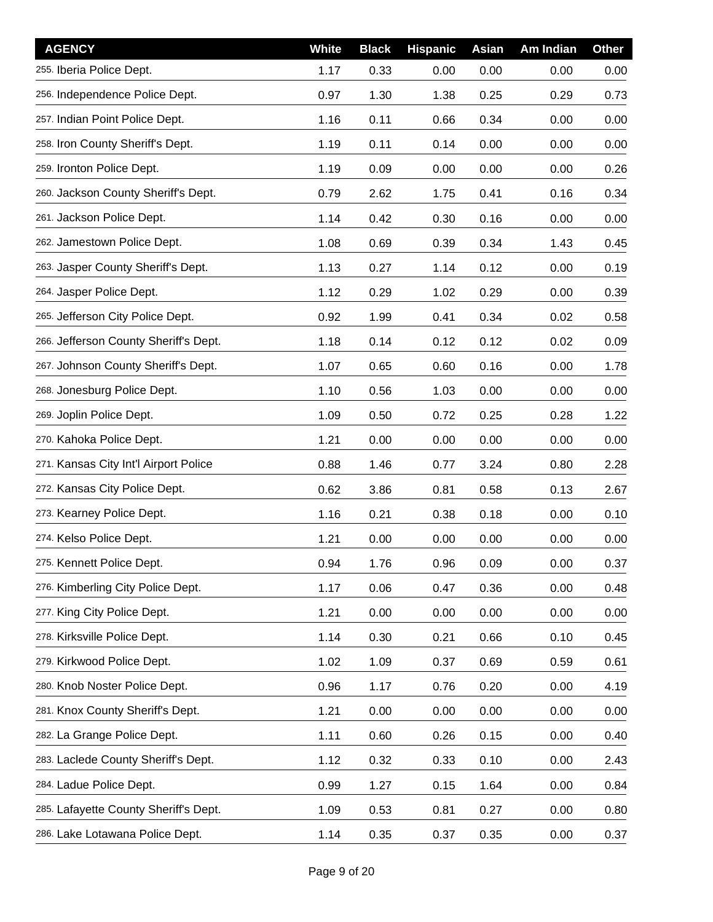| AGENCY | White | Black | Hispanic | Asian | Am Indian | Other |
|---|---|---|---|---|---|---|
| 255. Iberia Police Dept. | 1.17 | 0.33 | 0.00 | 0.00 | 0.00 | 0.00 |
| 256. Independence Police Dept. | 0.97 | 1.30 | 1.38 | 0.25 | 0.29 | 0.73 |
| 257. Indian Point Police Dept. | 1.16 | 0.11 | 0.66 | 0.34 | 0.00 | 0.00 |
| 258. Iron County Sheriff's Dept. | 1.19 | 0.11 | 0.14 | 0.00 | 0.00 | 0.00 |
| 259. Ironton Police Dept. | 1.19 | 0.09 | 0.00 | 0.00 | 0.00 | 0.26 |
| 260. Jackson County Sheriff's Dept. | 0.79 | 2.62 | 1.75 | 0.41 | 0.16 | 0.34 |
| 261. Jackson Police Dept. | 1.14 | 0.42 | 0.30 | 0.16 | 0.00 | 0.00 |
| 262. Jamestown Police Dept. | 1.08 | 0.69 | 0.39 | 0.34 | 1.43 | 0.45 |
| 263. Jasper County Sheriff's Dept. | 1.13 | 0.27 | 1.14 | 0.12 | 0.00 | 0.19 |
| 264. Jasper Police Dept. | 1.12 | 0.29 | 1.02 | 0.29 | 0.00 | 0.39 |
| 265. Jefferson City Police Dept. | 0.92 | 1.99 | 0.41 | 0.34 | 0.02 | 0.58 |
| 266. Jefferson County Sheriff's Dept. | 1.18 | 0.14 | 0.12 | 0.12 | 0.02 | 0.09 |
| 267. Johnson County Sheriff's Dept. | 1.07 | 0.65 | 0.60 | 0.16 | 0.00 | 1.78 |
| 268. Jonesburg Police Dept. | 1.10 | 0.56 | 1.03 | 0.00 | 0.00 | 0.00 |
| 269. Joplin Police Dept. | 1.09 | 0.50 | 0.72 | 0.25 | 0.28 | 1.22 |
| 270. Kahoka Police Dept. | 1.21 | 0.00 | 0.00 | 0.00 | 0.00 | 0.00 |
| 271. Kansas City Int'l Airport Police | 0.88 | 1.46 | 0.77 | 3.24 | 0.80 | 2.28 |
| 272. Kansas City Police Dept. | 0.62 | 3.86 | 0.81 | 0.58 | 0.13 | 2.67 |
| 273. Kearney Police Dept. | 1.16 | 0.21 | 0.38 | 0.18 | 0.00 | 0.10 |
| 274. Kelso Police Dept. | 1.21 | 0.00 | 0.00 | 0.00 | 0.00 | 0.00 |
| 275. Kennett Police Dept. | 0.94 | 1.76 | 0.96 | 0.09 | 0.00 | 0.37 |
| 276. Kimberling City Police Dept. | 1.17 | 0.06 | 0.47 | 0.36 | 0.00 | 0.48 |
| 277. King City Police Dept. | 1.21 | 0.00 | 0.00 | 0.00 | 0.00 | 0.00 |
| 278. Kirksville Police Dept. | 1.14 | 0.30 | 0.21 | 0.66 | 0.10 | 0.45 |
| 279. Kirkwood Police Dept. | 1.02 | 1.09 | 0.37 | 0.69 | 0.59 | 0.61 |
| 280. Knob Noster Police Dept. | 0.96 | 1.17 | 0.76 | 0.20 | 0.00 | 4.19 |
| 281. Knox County Sheriff's Dept. | 1.21 | 0.00 | 0.00 | 0.00 | 0.00 | 0.00 |
| 282. La Grange Police Dept. | 1.11 | 0.60 | 0.26 | 0.15 | 0.00 | 0.40 |
| 283. Laclede County Sheriff's Dept. | 1.12 | 0.32 | 0.33 | 0.10 | 0.00 | 2.43 |
| 284. Ladue Police Dept. | 0.99 | 1.27 | 0.15 | 1.64 | 0.00 | 0.84 |
| 285. Lafayette County Sheriff's Dept. | 1.09 | 0.53 | 0.81 | 0.27 | 0.00 | 0.80 |
| 286. Lake Lotawana Police Dept. | 1.14 | 0.35 | 0.37 | 0.35 | 0.00 | 0.37 |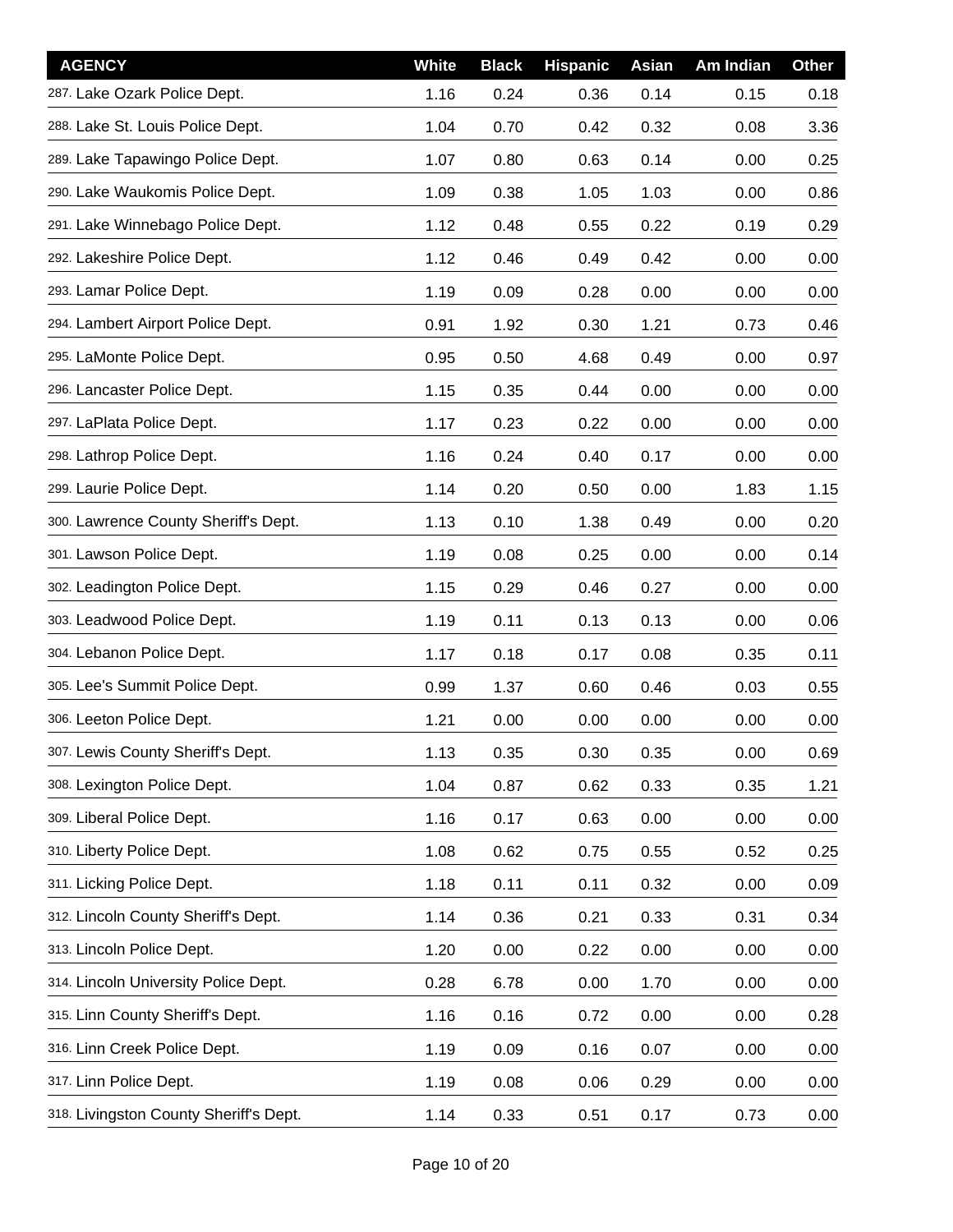| AGENCY | White | Black | Hispanic | Asian | Am Indian | Other |
|---|---|---|---|---|---|---|
| 287. Lake Ozark Police Dept. | 1.16 | 0.24 | 0.36 | 0.14 | 0.15 | 0.18 |
| 288. Lake St. Louis Police Dept. | 1.04 | 0.70 | 0.42 | 0.32 | 0.08 | 3.36 |
| 289. Lake Tapawingo Police Dept. | 1.07 | 0.80 | 0.63 | 0.14 | 0.00 | 0.25 |
| 290. Lake Waukomis Police Dept. | 1.09 | 0.38 | 1.05 | 1.03 | 0.00 | 0.86 |
| 291. Lake Winnebago Police Dept. | 1.12 | 0.48 | 0.55 | 0.22 | 0.19 | 0.29 |
| 292. Lakeshire Police Dept. | 1.12 | 0.46 | 0.49 | 0.42 | 0.00 | 0.00 |
| 293. Lamar Police Dept. | 1.19 | 0.09 | 0.28 | 0.00 | 0.00 | 0.00 |
| 294. Lambert Airport Police Dept. | 0.91 | 1.92 | 0.30 | 1.21 | 0.73 | 0.46 |
| 295. LaMonte Police Dept. | 0.95 | 0.50 | 4.68 | 0.49 | 0.00 | 0.97 |
| 296. Lancaster Police Dept. | 1.15 | 0.35 | 0.44 | 0.00 | 0.00 | 0.00 |
| 297. LaPlata Police Dept. | 1.17 | 0.23 | 0.22 | 0.00 | 0.00 | 0.00 |
| 298. Lathrop Police Dept. | 1.16 | 0.24 | 0.40 | 0.17 | 0.00 | 0.00 |
| 299. Laurie Police Dept. | 1.14 | 0.20 | 0.50 | 0.00 | 1.83 | 1.15 |
| 300. Lawrence County Sheriff's Dept. | 1.13 | 0.10 | 1.38 | 0.49 | 0.00 | 0.20 |
| 301. Lawson Police Dept. | 1.19 | 0.08 | 0.25 | 0.00 | 0.00 | 0.14 |
| 302. Leadington Police Dept. | 1.15 | 0.29 | 0.46 | 0.27 | 0.00 | 0.00 |
| 303. Leadwood Police Dept. | 1.19 | 0.11 | 0.13 | 0.13 | 0.00 | 0.06 |
| 304. Lebanon Police Dept. | 1.17 | 0.18 | 0.17 | 0.08 | 0.35 | 0.11 |
| 305. Lee's Summit Police Dept. | 0.99 | 1.37 | 0.60 | 0.46 | 0.03 | 0.55 |
| 306. Leeton Police Dept. | 1.21 | 0.00 | 0.00 | 0.00 | 0.00 | 0.00 |
| 307. Lewis County Sheriff's Dept. | 1.13 | 0.35 | 0.30 | 0.35 | 0.00 | 0.69 |
| 308. Lexington Police Dept. | 1.04 | 0.87 | 0.62 | 0.33 | 0.35 | 1.21 |
| 309. Liberal Police Dept. | 1.16 | 0.17 | 0.63 | 0.00 | 0.00 | 0.00 |
| 310. Liberty Police Dept. | 1.08 | 0.62 | 0.75 | 0.55 | 0.52 | 0.25 |
| 311. Licking Police Dept. | 1.18 | 0.11 | 0.11 | 0.32 | 0.00 | 0.09 |
| 312. Lincoln County Sheriff's Dept. | 1.14 | 0.36 | 0.21 | 0.33 | 0.31 | 0.34 |
| 313. Lincoln Police Dept. | 1.20 | 0.00 | 0.22 | 0.00 | 0.00 | 0.00 |
| 314. Lincoln University Police Dept. | 0.28 | 6.78 | 0.00 | 1.70 | 0.00 | 0.00 |
| 315. Linn County Sheriff's Dept. | 1.16 | 0.16 | 0.72 | 0.00 | 0.00 | 0.28 |
| 316. Linn Creek Police Dept. | 1.19 | 0.09 | 0.16 | 0.07 | 0.00 | 0.00 |
| 317. Linn Police Dept. | 1.19 | 0.08 | 0.06 | 0.29 | 0.00 | 0.00 |
| 318. Livingston County Sheriff's Dept. | 1.14 | 0.33 | 0.51 | 0.17 | 0.73 | 0.00 |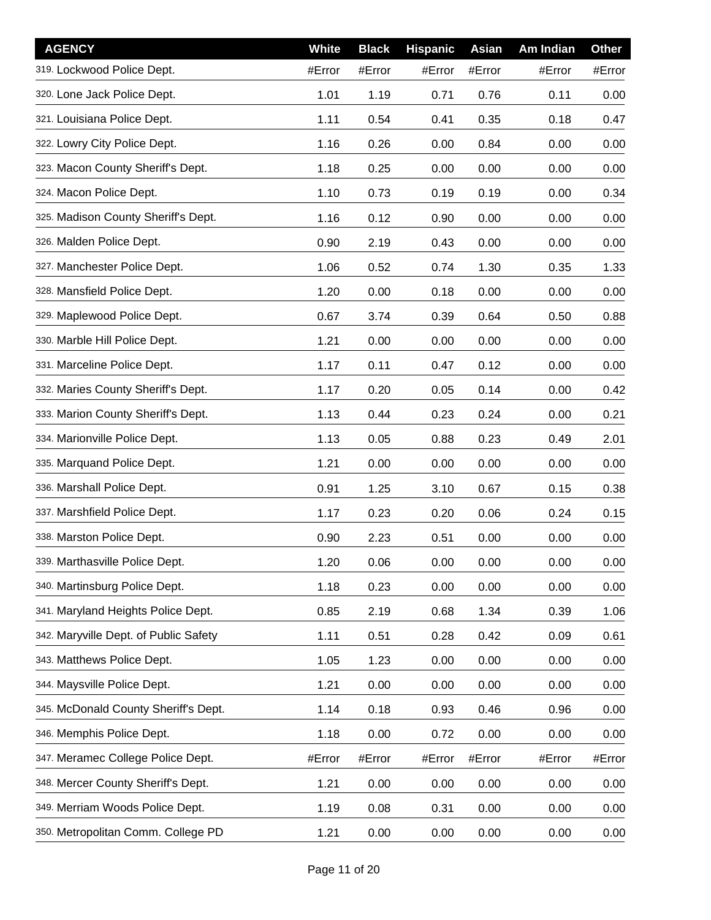| AGENCY | White | Black | Hispanic | Asian | Am Indian | Other |
|---|---|---|---|---|---|---|
| 319. Lockwood Police Dept. | #Error | #Error | #Error | #Error | #Error | #Error |
| 320. Lone Jack Police Dept. | 1.01 | 1.19 | 0.71 | 0.76 | 0.11 | 0.00 |
| 321. Louisiana Police Dept. | 1.11 | 0.54 | 0.41 | 0.35 | 0.18 | 0.47 |
| 322. Lowry City Police Dept. | 1.16 | 0.26 | 0.00 | 0.84 | 0.00 | 0.00 |
| 323. Macon County Sheriff's Dept. | 1.18 | 0.25 | 0.00 | 0.00 | 0.00 | 0.00 |
| 324. Macon Police Dept. | 1.10 | 0.73 | 0.19 | 0.19 | 0.00 | 0.34 |
| 325. Madison County Sheriff's Dept. | 1.16 | 0.12 | 0.90 | 0.00 | 0.00 | 0.00 |
| 326. Malden Police Dept. | 0.90 | 2.19 | 0.43 | 0.00 | 0.00 | 0.00 |
| 327. Manchester Police Dept. | 1.06 | 0.52 | 0.74 | 1.30 | 0.35 | 1.33 |
| 328. Mansfield Police Dept. | 1.20 | 0.00 | 0.18 | 0.00 | 0.00 | 0.00 |
| 329. Maplewood Police Dept. | 0.67 | 3.74 | 0.39 | 0.64 | 0.50 | 0.88 |
| 330. Marble Hill Police Dept. | 1.21 | 0.00 | 0.00 | 0.00 | 0.00 | 0.00 |
| 331. Marceline Police Dept. | 1.17 | 0.11 | 0.47 | 0.12 | 0.00 | 0.00 |
| 332. Maries County Sheriff's Dept. | 1.17 | 0.20 | 0.05 | 0.14 | 0.00 | 0.42 |
| 333. Marion County Sheriff's Dept. | 1.13 | 0.44 | 0.23 | 0.24 | 0.00 | 0.21 |
| 334. Marionville Police Dept. | 1.13 | 0.05 | 0.88 | 0.23 | 0.49 | 2.01 |
| 335. Marquand Police Dept. | 1.21 | 0.00 | 0.00 | 0.00 | 0.00 | 0.00 |
| 336. Marshall Police Dept. | 0.91 | 1.25 | 3.10 | 0.67 | 0.15 | 0.38 |
| 337. Marshfield Police Dept. | 1.17 | 0.23 | 0.20 | 0.06 | 0.24 | 0.15 |
| 338. Marston Police Dept. | 0.90 | 2.23 | 0.51 | 0.00 | 0.00 | 0.00 |
| 339. Marthasville Police Dept. | 1.20 | 0.06 | 0.00 | 0.00 | 0.00 | 0.00 |
| 340. Martinsburg Police Dept. | 1.18 | 0.23 | 0.00 | 0.00 | 0.00 | 0.00 |
| 341. Maryland Heights Police Dept. | 0.85 | 2.19 | 0.68 | 1.34 | 0.39 | 1.06 |
| 342. Maryville Dept. of Public Safety | 1.11 | 0.51 | 0.28 | 0.42 | 0.09 | 0.61 |
| 343. Matthews Police Dept. | 1.05 | 1.23 | 0.00 | 0.00 | 0.00 | 0.00 |
| 344. Maysville Police Dept. | 1.21 | 0.00 | 0.00 | 0.00 | 0.00 | 0.00 |
| 345. McDonald County Sheriff's Dept. | 1.14 | 0.18 | 0.93 | 0.46 | 0.96 | 0.00 |
| 346. Memphis Police Dept. | 1.18 | 0.00 | 0.72 | 0.00 | 0.00 | 0.00 |
| 347. Meramec College Police Dept. | #Error | #Error | #Error | #Error | #Error | #Error |
| 348. Mercer County Sheriff's Dept. | 1.21 | 0.00 | 0.00 | 0.00 | 0.00 | 0.00 |
| 349. Merriam Woods Police Dept. | 1.19 | 0.08 | 0.31 | 0.00 | 0.00 | 0.00 |
| 350. Metropolitan Comm. College PD | 1.21 | 0.00 | 0.00 | 0.00 | 0.00 | 0.00 |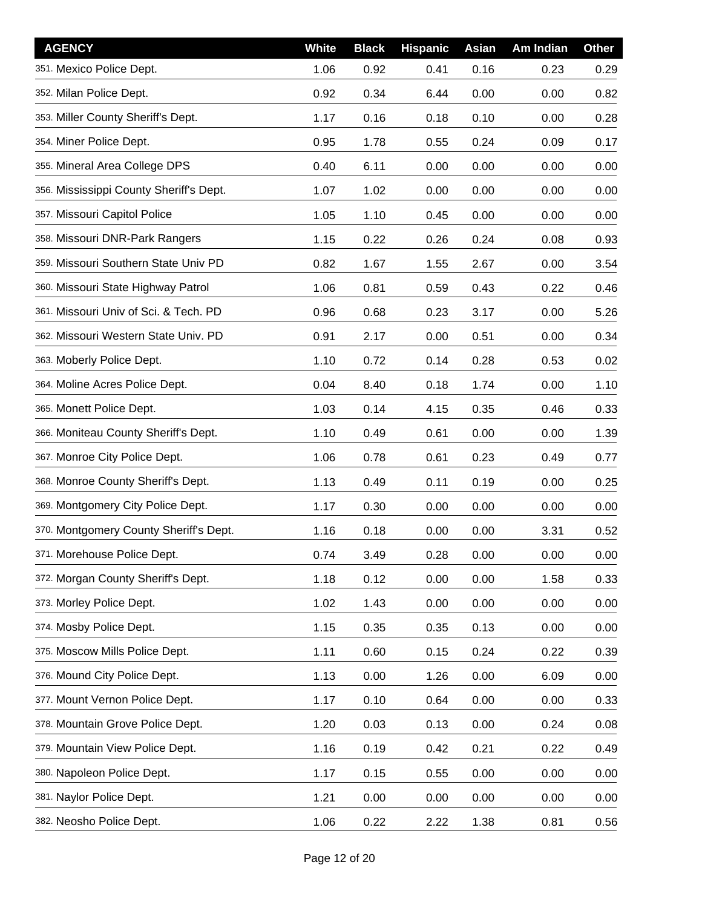| AGENCY | White | Black | Hispanic | Asian | Am Indian | Other |
|---|---|---|---|---|---|---|
| 351. Mexico Police Dept. | 1.06 | 0.92 | 0.41 | 0.16 | 0.23 | 0.29 |
| 352. Milan Police Dept. | 0.92 | 0.34 | 6.44 | 0.00 | 0.00 | 0.82 |
| 353. Miller County Sheriff's Dept. | 1.17 | 0.16 | 0.18 | 0.10 | 0.00 | 0.28 |
| 354. Miner Police Dept. | 0.95 | 1.78 | 0.55 | 0.24 | 0.09 | 0.17 |
| 355. Mineral Area College DPS | 0.40 | 6.11 | 0.00 | 0.00 | 0.00 | 0.00 |
| 356. Mississippi County Sheriff's Dept. | 1.07 | 1.02 | 0.00 | 0.00 | 0.00 | 0.00 |
| 357. Missouri Capitol Police | 1.05 | 1.10 | 0.45 | 0.00 | 0.00 | 0.00 |
| 358. Missouri DNR-Park Rangers | 1.15 | 0.22 | 0.26 | 0.24 | 0.08 | 0.93 |
| 359. Missouri Southern State Univ PD | 0.82 | 1.67 | 1.55 | 2.67 | 0.00 | 3.54 |
| 360. Missouri State Highway Patrol | 1.06 | 0.81 | 0.59 | 0.43 | 0.22 | 0.46 |
| 361. Missouri Univ of Sci. & Tech. PD | 0.96 | 0.68 | 0.23 | 3.17 | 0.00 | 5.26 |
| 362. Missouri Western State Univ. PD | 0.91 | 2.17 | 0.00 | 0.51 | 0.00 | 0.34 |
| 363. Moberly Police Dept. | 1.10 | 0.72 | 0.14 | 0.28 | 0.53 | 0.02 |
| 364. Moline Acres Police Dept. | 0.04 | 8.40 | 0.18 | 1.74 | 0.00 | 1.10 |
| 365. Monett Police Dept. | 1.03 | 0.14 | 4.15 | 0.35 | 0.46 | 0.33 |
| 366. Moniteau County Sheriff's Dept. | 1.10 | 0.49 | 0.61 | 0.00 | 0.00 | 1.39 |
| 367. Monroe City Police Dept. | 1.06 | 0.78 | 0.61 | 0.23 | 0.49 | 0.77 |
| 368. Monroe County Sheriff's Dept. | 1.13 | 0.49 | 0.11 | 0.19 | 0.00 | 0.25 |
| 369. Montgomery City Police Dept. | 1.17 | 0.30 | 0.00 | 0.00 | 0.00 | 0.00 |
| 370. Montgomery County Sheriff's Dept. | 1.16 | 0.18 | 0.00 | 0.00 | 3.31 | 0.52 |
| 371. Morehouse Police Dept. | 0.74 | 3.49 | 0.28 | 0.00 | 0.00 | 0.00 |
| 372. Morgan County Sheriff's Dept. | 1.18 | 0.12 | 0.00 | 0.00 | 1.58 | 0.33 |
| 373. Morley Police Dept. | 1.02 | 1.43 | 0.00 | 0.00 | 0.00 | 0.00 |
| 374. Mosby Police Dept. | 1.15 | 0.35 | 0.35 | 0.13 | 0.00 | 0.00 |
| 375. Moscow Mills Police Dept. | 1.11 | 0.60 | 0.15 | 0.24 | 0.22 | 0.39 |
| 376. Mound City Police Dept. | 1.13 | 0.00 | 1.26 | 0.00 | 6.09 | 0.00 |
| 377. Mount Vernon Police Dept. | 1.17 | 0.10 | 0.64 | 0.00 | 0.00 | 0.33 |
| 378. Mountain Grove Police Dept. | 1.20 | 0.03 | 0.13 | 0.00 | 0.24 | 0.08 |
| 379. Mountain View Police Dept. | 1.16 | 0.19 | 0.42 | 0.21 | 0.22 | 0.49 |
| 380. Napoleon Police Dept. | 1.17 | 0.15 | 0.55 | 0.00 | 0.00 | 0.00 |
| 381. Naylor Police Dept. | 1.21 | 0.00 | 0.00 | 0.00 | 0.00 | 0.00 |
| 382. Neosho Police Dept. | 1.06 | 0.22 | 2.22 | 1.38 | 0.81 | 0.56 |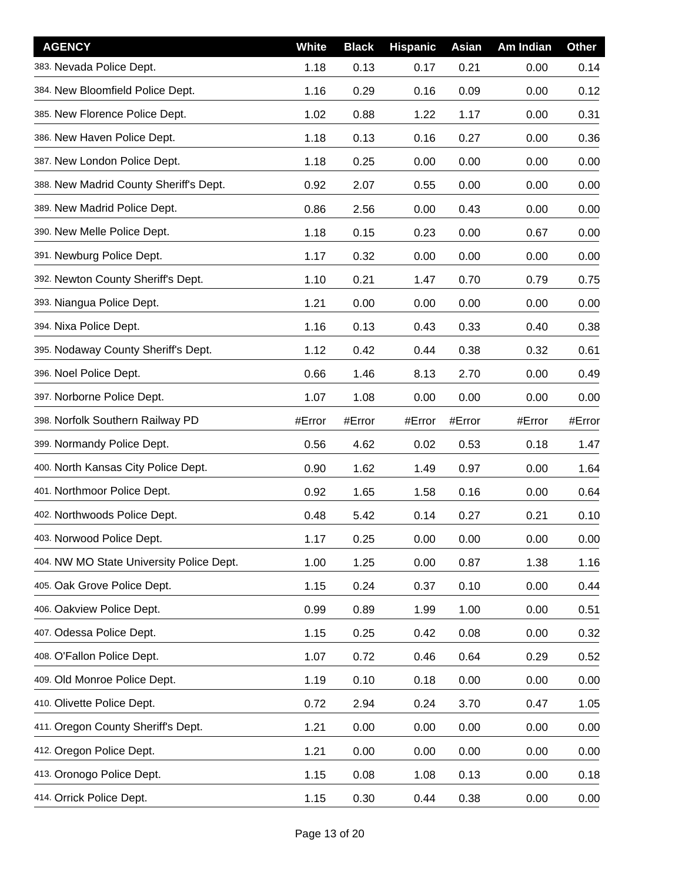| AGENCY | White | Black | Hispanic | Asian | Am Indian | Other |
|---|---|---|---|---|---|---|
| 383. Nevada Police Dept. | 1.18 | 0.13 | 0.17 | 0.21 | 0.00 | 0.14 |
| 384. New Bloomfield Police Dept. | 1.16 | 0.29 | 0.16 | 0.09 | 0.00 | 0.12 |
| 385. New Florence Police Dept. | 1.02 | 0.88 | 1.22 | 1.17 | 0.00 | 0.31 |
| 386. New Haven Police Dept. | 1.18 | 0.13 | 0.16 | 0.27 | 0.00 | 0.36 |
| 387. New London Police Dept. | 1.18 | 0.25 | 0.00 | 0.00 | 0.00 | 0.00 |
| 388. New Madrid County Sheriff's Dept. | 0.92 | 2.07 | 0.55 | 0.00 | 0.00 | 0.00 |
| 389. New Madrid Police Dept. | 0.86 | 2.56 | 0.00 | 0.43 | 0.00 | 0.00 |
| 390. New Melle Police Dept. | 1.18 | 0.15 | 0.23 | 0.00 | 0.67 | 0.00 |
| 391. Newburg Police Dept. | 1.17 | 0.32 | 0.00 | 0.00 | 0.00 | 0.00 |
| 392. Newton County Sheriff's Dept. | 1.10 | 0.21 | 1.47 | 0.70 | 0.79 | 0.75 |
| 393. Niangua Police Dept. | 1.21 | 0.00 | 0.00 | 0.00 | 0.00 | 0.00 |
| 394. Nixa Police Dept. | 1.16 | 0.13 | 0.43 | 0.33 | 0.40 | 0.38 |
| 395. Nodaway County Sheriff's Dept. | 1.12 | 0.42 | 0.44 | 0.38 | 0.32 | 0.61 |
| 396. Noel Police Dept. | 0.66 | 1.46 | 8.13 | 2.70 | 0.00 | 0.49 |
| 397. Norborne Police Dept. | 1.07 | 1.08 | 0.00 | 0.00 | 0.00 | 0.00 |
| 398. Norfolk Southern Railway PD | #Error | #Error | #Error | #Error | #Error | #Error |
| 399. Normandy Police Dept. | 0.56 | 4.62 | 0.02 | 0.53 | 0.18 | 1.47 |
| 400. North Kansas City Police Dept. | 0.90 | 1.62 | 1.49 | 0.97 | 0.00 | 1.64 |
| 401. Northmoor Police Dept. | 0.92 | 1.65 | 1.58 | 0.16 | 0.00 | 0.64 |
| 402. Northwoods Police Dept. | 0.48 | 5.42 | 0.14 | 0.27 | 0.21 | 0.10 |
| 403. Norwood Police Dept. | 1.17 | 0.25 | 0.00 | 0.00 | 0.00 | 0.00 |
| 404. NW MO State University Police Dept. | 1.00 | 1.25 | 0.00 | 0.87 | 1.38 | 1.16 |
| 405. Oak Grove Police Dept. | 1.15 | 0.24 | 0.37 | 0.10 | 0.00 | 0.44 |
| 406. Oakview Police Dept. | 0.99 | 0.89 | 1.99 | 1.00 | 0.00 | 0.51 |
| 407. Odessa Police Dept. | 1.15 | 0.25 | 0.42 | 0.08 | 0.00 | 0.32 |
| 408. O'Fallon Police Dept. | 1.07 | 0.72 | 0.46 | 0.64 | 0.29 | 0.52 |
| 409. Old Monroe Police Dept. | 1.19 | 0.10 | 0.18 | 0.00 | 0.00 | 0.00 |
| 410. Olivette Police Dept. | 0.72 | 2.94 | 0.24 | 3.70 | 0.47 | 1.05 |
| 411. Oregon County Sheriff's Dept. | 1.21 | 0.00 | 0.00 | 0.00 | 0.00 | 0.00 |
| 412. Oregon Police Dept. | 1.21 | 0.00 | 0.00 | 0.00 | 0.00 | 0.00 |
| 413. Oronogo Police Dept. | 1.15 | 0.08 | 1.08 | 0.13 | 0.00 | 0.18 |
| 414. Orrick Police Dept. | 1.15 | 0.30 | 0.44 | 0.38 | 0.00 | 0.00 |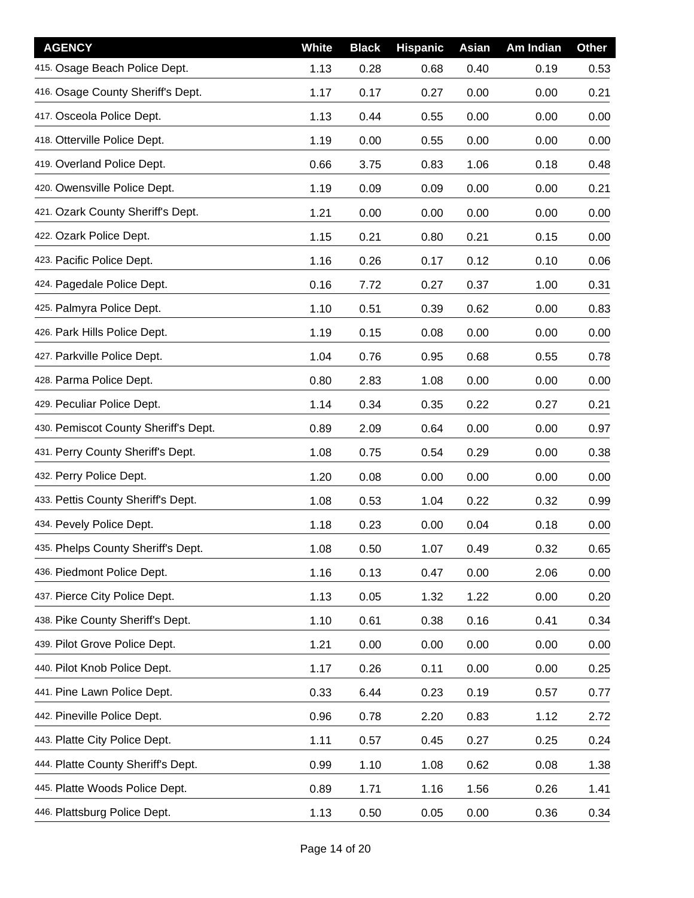| AGENCY | White | Black | Hispanic | Asian | Am Indian | Other |
|---|---|---|---|---|---|---|
| 415. Osage Beach Police Dept. | 1.13 | 0.28 | 0.68 | 0.40 | 0.19 | 0.53 |
| 416. Osage County Sheriff's Dept. | 1.17 | 0.17 | 0.27 | 0.00 | 0.00 | 0.21 |
| 417. Osceola Police Dept. | 1.13 | 0.44 | 0.55 | 0.00 | 0.00 | 0.00 |
| 418. Otterville Police Dept. | 1.19 | 0.00 | 0.55 | 0.00 | 0.00 | 0.00 |
| 419. Overland Police Dept. | 0.66 | 3.75 | 0.83 | 1.06 | 0.18 | 0.48 |
| 420. Owensville Police Dept. | 1.19 | 0.09 | 0.09 | 0.00 | 0.00 | 0.21 |
| 421. Ozark County Sheriff's Dept. | 1.21 | 0.00 | 0.00 | 0.00 | 0.00 | 0.00 |
| 422. Ozark Police Dept. | 1.15 | 0.21 | 0.80 | 0.21 | 0.15 | 0.00 |
| 423. Pacific Police Dept. | 1.16 | 0.26 | 0.17 | 0.12 | 0.10 | 0.06 |
| 424. Pagedale Police Dept. | 0.16 | 7.72 | 0.27 | 0.37 | 1.00 | 0.31 |
| 425. Palmyra Police Dept. | 1.10 | 0.51 | 0.39 | 0.62 | 0.00 | 0.83 |
| 426. Park Hills Police Dept. | 1.19 | 0.15 | 0.08 | 0.00 | 0.00 | 0.00 |
| 427. Parkville Police Dept. | 1.04 | 0.76 | 0.95 | 0.68 | 0.55 | 0.78 |
| 428. Parma Police Dept. | 0.80 | 2.83 | 1.08 | 0.00 | 0.00 | 0.00 |
| 429. Peculiar Police Dept. | 1.14 | 0.34 | 0.35 | 0.22 | 0.27 | 0.21 |
| 430. Pemiscot County Sheriff's Dept. | 0.89 | 2.09 | 0.64 | 0.00 | 0.00 | 0.97 |
| 431. Perry County Sheriff's Dept. | 1.08 | 0.75 | 0.54 | 0.29 | 0.00 | 0.38 |
| 432. Perry Police Dept. | 1.20 | 0.08 | 0.00 | 0.00 | 0.00 | 0.00 |
| 433. Pettis County Sheriff's Dept. | 1.08 | 0.53 | 1.04 | 0.22 | 0.32 | 0.99 |
| 434. Pevely Police Dept. | 1.18 | 0.23 | 0.00 | 0.04 | 0.18 | 0.00 |
| 435. Phelps County Sheriff's Dept. | 1.08 | 0.50 | 1.07 | 0.49 | 0.32 | 0.65 |
| 436. Piedmont Police Dept. | 1.16 | 0.13 | 0.47 | 0.00 | 2.06 | 0.00 |
| 437. Pierce City Police Dept. | 1.13 | 0.05 | 1.32 | 1.22 | 0.00 | 0.20 |
| 438. Pike County Sheriff's Dept. | 1.10 | 0.61 | 0.38 | 0.16 | 0.41 | 0.34 |
| 439. Pilot Grove Police Dept. | 1.21 | 0.00 | 0.00 | 0.00 | 0.00 | 0.00 |
| 440. Pilot Knob Police Dept. | 1.17 | 0.26 | 0.11 | 0.00 | 0.00 | 0.25 |
| 441. Pine Lawn Police Dept. | 0.33 | 6.44 | 0.23 | 0.19 | 0.57 | 0.77 |
| 442. Pineville Police Dept. | 0.96 | 0.78 | 2.20 | 0.83 | 1.12 | 2.72 |
| 443. Platte City Police Dept. | 1.11 | 0.57 | 0.45 | 0.27 | 0.25 | 0.24 |
| 444. Platte County Sheriff's Dept. | 0.99 | 1.10 | 1.08 | 0.62 | 0.08 | 1.38 |
| 445. Platte Woods Police Dept. | 0.89 | 1.71 | 1.16 | 1.56 | 0.26 | 1.41 |
| 446. Plattsburg Police Dept. | 1.13 | 0.50 | 0.05 | 0.00 | 0.36 | 0.34 |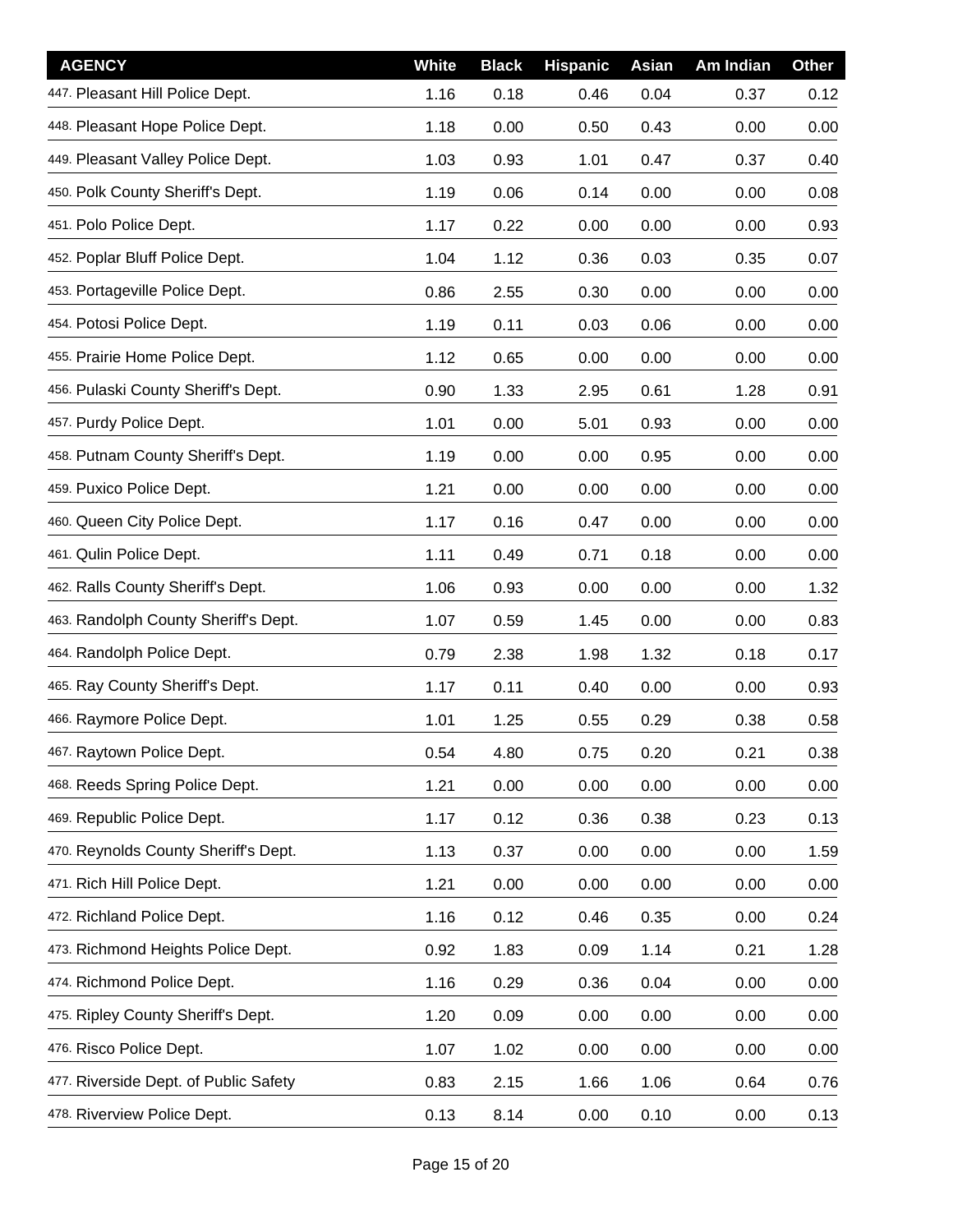| AGENCY | White | Black | Hispanic | Asian | Am Indian | Other |
|---|---|---|---|---|---|---|
| 447. Pleasant Hill Police Dept. | 1.16 | 0.18 | 0.46 | 0.04 | 0.37 | 0.12 |
| 448. Pleasant Hope Police Dept. | 1.18 | 0.00 | 0.50 | 0.43 | 0.00 | 0.00 |
| 449. Pleasant Valley Police Dept. | 1.03 | 0.93 | 1.01 | 0.47 | 0.37 | 0.40 |
| 450. Polk County Sheriff's Dept. | 1.19 | 0.06 | 0.14 | 0.00 | 0.00 | 0.08 |
| 451. Polo Police Dept. | 1.17 | 0.22 | 0.00 | 0.00 | 0.00 | 0.93 |
| 452. Poplar Bluff Police Dept. | 1.04 | 1.12 | 0.36 | 0.03 | 0.35 | 0.07 |
| 453. Portageville Police Dept. | 0.86 | 2.55 | 0.30 | 0.00 | 0.00 | 0.00 |
| 454. Potosi Police Dept. | 1.19 | 0.11 | 0.03 | 0.06 | 0.00 | 0.00 |
| 455. Prairie Home Police Dept. | 1.12 | 0.65 | 0.00 | 0.00 | 0.00 | 0.00 |
| 456. Pulaski County Sheriff's Dept. | 0.90 | 1.33 | 2.95 | 0.61 | 1.28 | 0.91 |
| 457. Purdy Police Dept. | 1.01 | 0.00 | 5.01 | 0.93 | 0.00 | 0.00 |
| 458. Putnam County Sheriff's Dept. | 1.19 | 0.00 | 0.00 | 0.95 | 0.00 | 0.00 |
| 459. Puxico Police Dept. | 1.21 | 0.00 | 0.00 | 0.00 | 0.00 | 0.00 |
| 460. Queen City Police Dept. | 1.17 | 0.16 | 0.47 | 0.00 | 0.00 | 0.00 |
| 461. Qulin Police Dept. | 1.11 | 0.49 | 0.71 | 0.18 | 0.00 | 0.00 |
| 462. Ralls County Sheriff's Dept. | 1.06 | 0.93 | 0.00 | 0.00 | 0.00 | 1.32 |
| 463. Randolph County Sheriff's Dept. | 1.07 | 0.59 | 1.45 | 0.00 | 0.00 | 0.83 |
| 464. Randolph Police Dept. | 0.79 | 2.38 | 1.98 | 1.32 | 0.18 | 0.17 |
| 465. Ray County Sheriff's Dept. | 1.17 | 0.11 | 0.40 | 0.00 | 0.00 | 0.93 |
| 466. Raymore Police Dept. | 1.01 | 1.25 | 0.55 | 0.29 | 0.38 | 0.58 |
| 467. Raytown Police Dept. | 0.54 | 4.80 | 0.75 | 0.20 | 0.21 | 0.38 |
| 468. Reeds Spring Police Dept. | 1.21 | 0.00 | 0.00 | 0.00 | 0.00 | 0.00 |
| 469. Republic Police Dept. | 1.17 | 0.12 | 0.36 | 0.38 | 0.23 | 0.13 |
| 470. Reynolds County Sheriff's Dept. | 1.13 | 0.37 | 0.00 | 0.00 | 0.00 | 1.59 |
| 471. Rich Hill Police Dept. | 1.21 | 0.00 | 0.00 | 0.00 | 0.00 | 0.00 |
| 472. Richland Police Dept. | 1.16 | 0.12 | 0.46 | 0.35 | 0.00 | 0.24 |
| 473. Richmond Heights Police Dept. | 0.92 | 1.83 | 0.09 | 1.14 | 0.21 | 1.28 |
| 474. Richmond Police Dept. | 1.16 | 0.29 | 0.36 | 0.04 | 0.00 | 0.00 |
| 475. Ripley County Sheriff's Dept. | 1.20 | 0.09 | 0.00 | 0.00 | 0.00 | 0.00 |
| 476. Risco Police Dept. | 1.07 | 1.02 | 0.00 | 0.00 | 0.00 | 0.00 |
| 477. Riverside Dept. of Public Safety | 0.83 | 2.15 | 1.66 | 1.06 | 0.64 | 0.76 |
| 478. Riverview Police Dept. | 0.13 | 8.14 | 0.00 | 0.10 | 0.00 | 0.13 |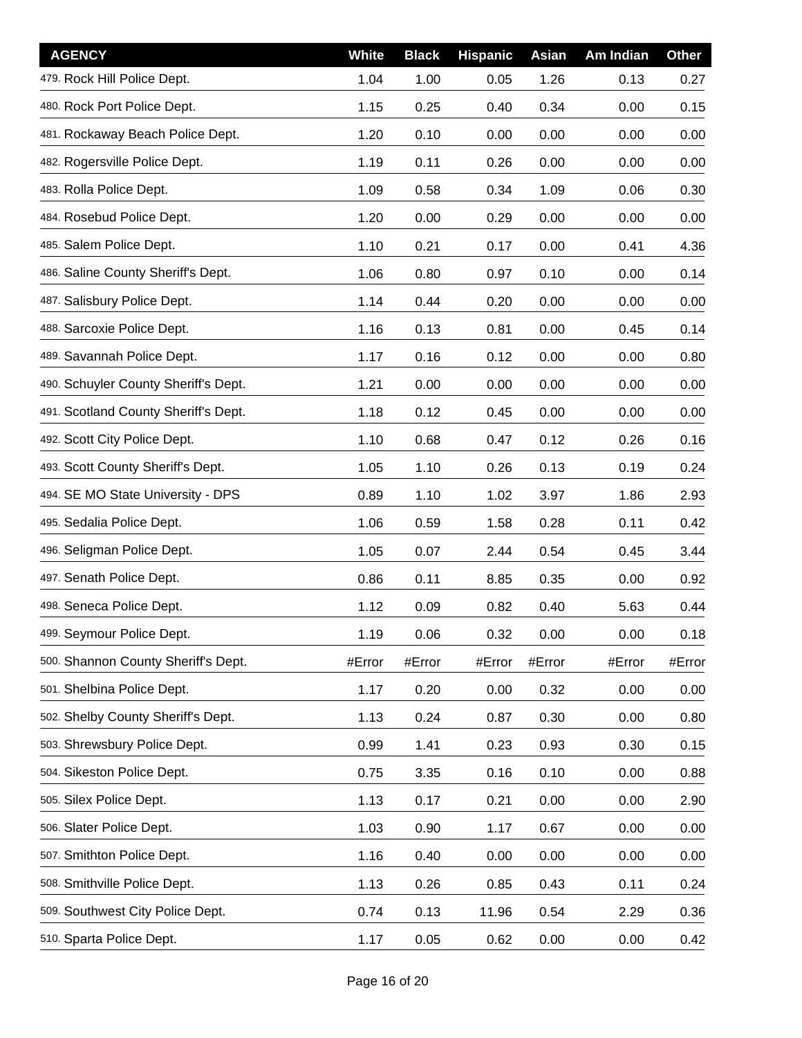| AGENCY | White | Black | Hispanic | Asian | Am Indian | Other |
| --- | --- | --- | --- | --- | --- | --- |
| 479. Rock Hill Police Dept. | 1.04 | 1.00 | 0.05 | 1.26 | 0.13 | 0.27 |
| 480. Rock Port Police Dept. | 1.15 | 0.25 | 0.40 | 0.34 | 0.00 | 0.15 |
| 481. Rockaway Beach Police Dept. | 1.20 | 0.10 | 0.00 | 0.00 | 0.00 | 0.00 |
| 482. Rogersville Police Dept. | 1.19 | 0.11 | 0.26 | 0.00 | 0.00 | 0.00 |
| 483. Rolla Police Dept. | 1.09 | 0.58 | 0.34 | 1.09 | 0.06 | 0.30 |
| 484. Rosebud Police Dept. | 1.20 | 0.00 | 0.29 | 0.00 | 0.00 | 0.00 |
| 485. Salem Police Dept. | 1.10 | 0.21 | 0.17 | 0.00 | 0.41 | 4.36 |
| 486. Saline County Sheriff's Dept. | 1.06 | 0.80 | 0.97 | 0.10 | 0.00 | 0.14 |
| 487. Salisbury Police Dept. | 1.14 | 0.44 | 0.20 | 0.00 | 0.00 | 0.00 |
| 488. Sarcoxie Police Dept. | 1.16 | 0.13 | 0.81 | 0.00 | 0.45 | 0.14 |
| 489. Savannah Police Dept. | 1.17 | 0.16 | 0.12 | 0.00 | 0.00 | 0.80 |
| 490. Schuyler County Sheriff's Dept. | 1.21 | 0.00 | 0.00 | 0.00 | 0.00 | 0.00 |
| 491. Scotland County Sheriff's Dept. | 1.18 | 0.12 | 0.45 | 0.00 | 0.00 | 0.00 |
| 492. Scott City Police Dept. | 1.10 | 0.68 | 0.47 | 0.12 | 0.26 | 0.16 |
| 493. Scott County Sheriff's Dept. | 1.05 | 1.10 | 0.26 | 0.13 | 0.19 | 0.24 |
| 494. SE MO State University - DPS | 0.89 | 1.10 | 1.02 | 3.97 | 1.86 | 2.93 |
| 495. Sedalia Police Dept. | 1.06 | 0.59 | 1.58 | 0.28 | 0.11 | 0.42 |
| 496. Seligman Police Dept. | 1.05 | 0.07 | 2.44 | 0.54 | 0.45 | 3.44 |
| 497. Senath Police Dept. | 0.86 | 0.11 | 8.85 | 0.35 | 0.00 | 0.92 |
| 498. Seneca Police Dept. | 1.12 | 0.09 | 0.82 | 0.40 | 5.63 | 0.44 |
| 499. Seymour Police Dept. | 1.19 | 0.06 | 0.32 | 0.00 | 0.00 | 0.18 |
| 500. Shannon County Sheriff's Dept. | #Error | #Error | #Error | #Error | #Error | #Error |
| 501. Shelbina Police Dept. | 1.17 | 0.20 | 0.00 | 0.32 | 0.00 | 0.00 |
| 502. Shelby County Sheriff's Dept. | 1.13 | 0.24 | 0.87 | 0.30 | 0.00 | 0.80 |
| 503. Shrewsbury Police Dept. | 0.99 | 1.41 | 0.23 | 0.93 | 0.30 | 0.15 |
| 504. Sikeston Police Dept. | 0.75 | 3.35 | 0.16 | 0.10 | 0.00 | 0.88 |
| 505. Silex Police Dept. | 1.13 | 0.17 | 0.21 | 0.00 | 0.00 | 2.90 |
| 506. Slater Police Dept. | 1.03 | 0.90 | 1.17 | 0.67 | 0.00 | 0.00 |
| 507. Smithton Police Dept. | 1.16 | 0.40 | 0.00 | 0.00 | 0.00 | 0.00 |
| 508. Smithville Police Dept. | 1.13 | 0.26 | 0.85 | 0.43 | 0.11 | 0.24 |
| 509. Southwest City Police Dept. | 0.74 | 0.13 | 11.96 | 0.54 | 2.29 | 0.36 |
| 510. Sparta Police Dept. | 1.17 | 0.05 | 0.62 | 0.00 | 0.00 | 0.42 |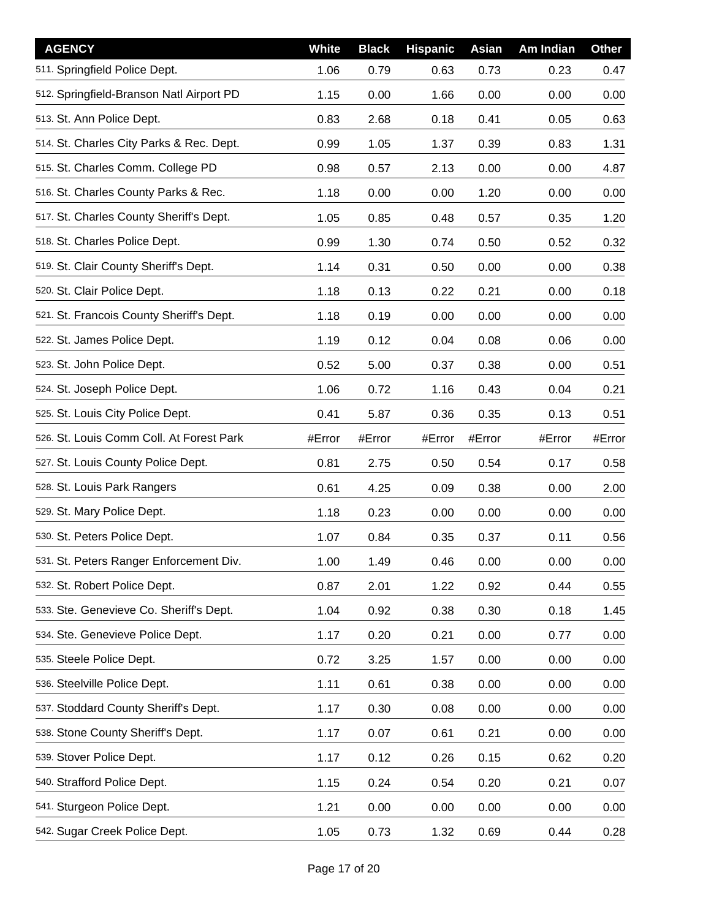| AGENCY | White | Black | Hispanic | Asian | Am Indian | Other |
|---|---|---|---|---|---|---|
| 511. Springfield Police Dept. | 1.06 | 0.79 | 0.63 | 0.73 | 0.23 | 0.47 |
| 512. Springfield-Branson Natl Airport PD | 1.15 | 0.00 | 1.66 | 0.00 | 0.00 | 0.00 |
| 513. St. Ann Police Dept. | 0.83 | 2.68 | 0.18 | 0.41 | 0.05 | 0.63 |
| 514. St. Charles City Parks & Rec. Dept. | 0.99 | 1.05 | 1.37 | 0.39 | 0.83 | 1.31 |
| 515. St. Charles Comm. College PD | 0.98 | 0.57 | 2.13 | 0.00 | 0.00 | 4.87 |
| 516. St. Charles County Parks & Rec. | 1.18 | 0.00 | 0.00 | 1.20 | 0.00 | 0.00 |
| 517. St. Charles County Sheriff's Dept. | 1.05 | 0.85 | 0.48 | 0.57 | 0.35 | 1.20 |
| 518. St. Charles Police Dept. | 0.99 | 1.30 | 0.74 | 0.50 | 0.52 | 0.32 |
| 519. St. Clair County Sheriff's Dept. | 1.14 | 0.31 | 0.50 | 0.00 | 0.00 | 0.38 |
| 520. St. Clair Police Dept. | 1.18 | 0.13 | 0.22 | 0.21 | 0.00 | 0.18 |
| 521. St. Francois County Sheriff's Dept. | 1.18 | 0.19 | 0.00 | 0.00 | 0.00 | 0.00 |
| 522. St. James Police Dept. | 1.19 | 0.12 | 0.04 | 0.08 | 0.06 | 0.00 |
| 523. St. John Police Dept. | 0.52 | 5.00 | 0.37 | 0.38 | 0.00 | 0.51 |
| 524. St. Joseph Police Dept. | 1.06 | 0.72 | 1.16 | 0.43 | 0.04 | 0.21 |
| 525. St. Louis City Police Dept. | 0.41 | 5.87 | 0.36 | 0.35 | 0.13 | 0.51 |
| 526. St. Louis Comm Coll. At Forest Park | #Error | #Error | #Error | #Error | #Error | #Error |
| 527. St. Louis County Police Dept. | 0.81 | 2.75 | 0.50 | 0.54 | 0.17 | 0.58 |
| 528. St. Louis Park Rangers | 0.61 | 4.25 | 0.09 | 0.38 | 0.00 | 2.00 |
| 529. St. Mary Police Dept. | 1.18 | 0.23 | 0.00 | 0.00 | 0.00 | 0.00 |
| 530. St. Peters Police Dept. | 1.07 | 0.84 | 0.35 | 0.37 | 0.11 | 0.56 |
| 531. St. Peters Ranger Enforcement Div. | 1.00 | 1.49 | 0.46 | 0.00 | 0.00 | 0.00 |
| 532. St. Robert Police Dept. | 0.87 | 2.01 | 1.22 | 0.92 | 0.44 | 0.55 |
| 533. Ste. Genevieve Co. Sheriff's Dept. | 1.04 | 0.92 | 0.38 | 0.30 | 0.18 | 1.45 |
| 534. Ste. Genevieve Police Dept. | 1.17 | 0.20 | 0.21 | 0.00 | 0.77 | 0.00 |
| 535. Steele Police Dept. | 0.72 | 3.25 | 1.57 | 0.00 | 0.00 | 0.00 |
| 536. Steelville Police Dept. | 1.11 | 0.61 | 0.38 | 0.00 | 0.00 | 0.00 |
| 537. Stoddard County Sheriff's Dept. | 1.17 | 0.30 | 0.08 | 0.00 | 0.00 | 0.00 |
| 538. Stone County Sheriff's Dept. | 1.17 | 0.07 | 0.61 | 0.21 | 0.00 | 0.00 |
| 539. Stover Police Dept. | 1.17 | 0.12 | 0.26 | 0.15 | 0.62 | 0.20 |
| 540. Strafford Police Dept. | 1.15 | 0.24 | 0.54 | 0.20 | 0.21 | 0.07 |
| 541. Sturgeon Police Dept. | 1.21 | 0.00 | 0.00 | 0.00 | 0.00 | 0.00 |
| 542. Sugar Creek Police Dept. | 1.05 | 0.73 | 1.32 | 0.69 | 0.44 | 0.28 |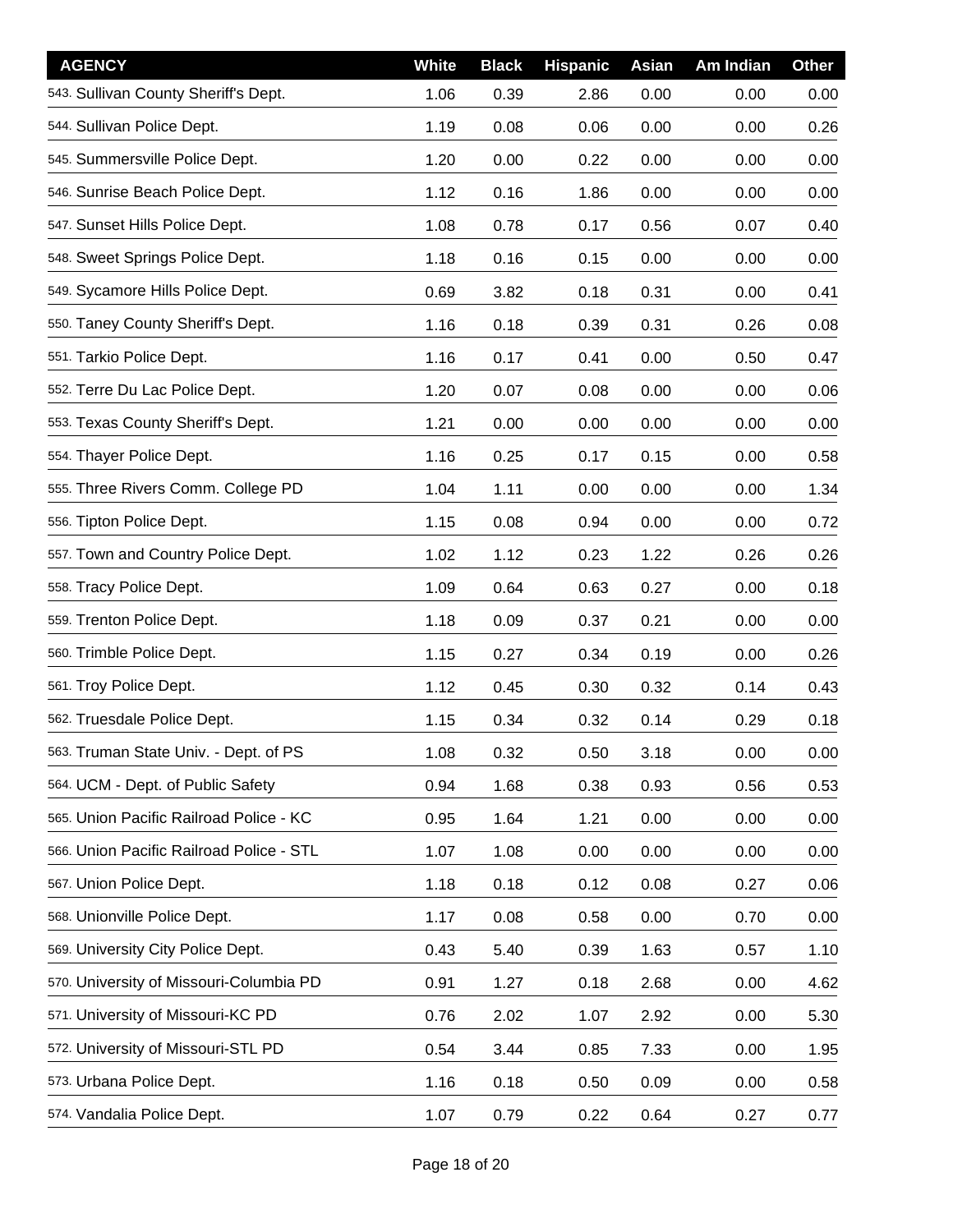| AGENCY | White | Black | Hispanic | Asian | Am Indian | Other |
|---|---|---|---|---|---|---|
| 543. Sullivan County Sheriff's Dept. | 1.06 | 0.39 | 2.86 | 0.00 | 0.00 | 0.00 |
| 544. Sullivan Police Dept. | 1.19 | 0.08 | 0.06 | 0.00 | 0.00 | 0.26 |
| 545. Summersville Police Dept. | 1.20 | 0.00 | 0.22 | 0.00 | 0.00 | 0.00 |
| 546. Sunrise Beach Police Dept. | 1.12 | 0.16 | 1.86 | 0.00 | 0.00 | 0.00 |
| 547. Sunset Hills Police Dept. | 1.08 | 0.78 | 0.17 | 0.56 | 0.07 | 0.40 |
| 548. Sweet Springs Police Dept. | 1.18 | 0.16 | 0.15 | 0.00 | 0.00 | 0.00 |
| 549. Sycamore Hills Police Dept. | 0.69 | 3.82 | 0.18 | 0.31 | 0.00 | 0.41 |
| 550. Taney County Sheriff's Dept. | 1.16 | 0.18 | 0.39 | 0.31 | 0.26 | 0.08 |
| 551. Tarkio Police Dept. | 1.16 | 0.17 | 0.41 | 0.00 | 0.50 | 0.47 |
| 552. Terre Du Lac Police Dept. | 1.20 | 0.07 | 0.08 | 0.00 | 0.00 | 0.06 |
| 553. Texas County Sheriff's Dept. | 1.21 | 0.00 | 0.00 | 0.00 | 0.00 | 0.00 |
| 554. Thayer Police Dept. | 1.16 | 0.25 | 0.17 | 0.15 | 0.00 | 0.58 |
| 555. Three Rivers Comm. College PD | 1.04 | 1.11 | 0.00 | 0.00 | 0.00 | 1.34 |
| 556. Tipton Police Dept. | 1.15 | 0.08 | 0.94 | 0.00 | 0.00 | 0.72 |
| 557. Town and Country Police Dept. | 1.02 | 1.12 | 0.23 | 1.22 | 0.26 | 0.26 |
| 558. Tracy Police Dept. | 1.09 | 0.64 | 0.63 | 0.27 | 0.00 | 0.18 |
| 559. Trenton Police Dept. | 1.18 | 0.09 | 0.37 | 0.21 | 0.00 | 0.00 |
| 560. Trimble Police Dept. | 1.15 | 0.27 | 0.34 | 0.19 | 0.00 | 0.26 |
| 561. Troy Police Dept. | 1.12 | 0.45 | 0.30 | 0.32 | 0.14 | 0.43 |
| 562. Truesdale Police Dept. | 1.15 | 0.34 | 0.32 | 0.14 | 0.29 | 0.18 |
| 563. Truman State Univ. - Dept. of PS | 1.08 | 0.32 | 0.50 | 3.18 | 0.00 | 0.00 |
| 564. UCM - Dept. of Public Safety | 0.94 | 1.68 | 0.38 | 0.93 | 0.56 | 0.53 |
| 565. Union Pacific Railroad Police - KC | 0.95 | 1.64 | 1.21 | 0.00 | 0.00 | 0.00 |
| 566. Union Pacific Railroad Police - STL | 1.07 | 1.08 | 0.00 | 0.00 | 0.00 | 0.00 |
| 567. Union Police Dept. | 1.18 | 0.18 | 0.12 | 0.08 | 0.27 | 0.06 |
| 568. Unionville Police Dept. | 1.17 | 0.08 | 0.58 | 0.00 | 0.70 | 0.00 |
| 569. University City Police Dept. | 0.43 | 5.40 | 0.39 | 1.63 | 0.57 | 1.10 |
| 570. University of Missouri-Columbia PD | 0.91 | 1.27 | 0.18 | 2.68 | 0.00 | 4.62 |
| 571. University of Missouri-KC PD | 0.76 | 2.02 | 1.07 | 2.92 | 0.00 | 5.30 |
| 572. University of Missouri-STL PD | 0.54 | 3.44 | 0.85 | 7.33 | 0.00 | 1.95 |
| 573. Urbana Police Dept. | 1.16 | 0.18 | 0.50 | 0.09 | 0.00 | 0.58 |
| 574. Vandalia Police Dept. | 1.07 | 0.79 | 0.22 | 0.64 | 0.27 | 0.77 |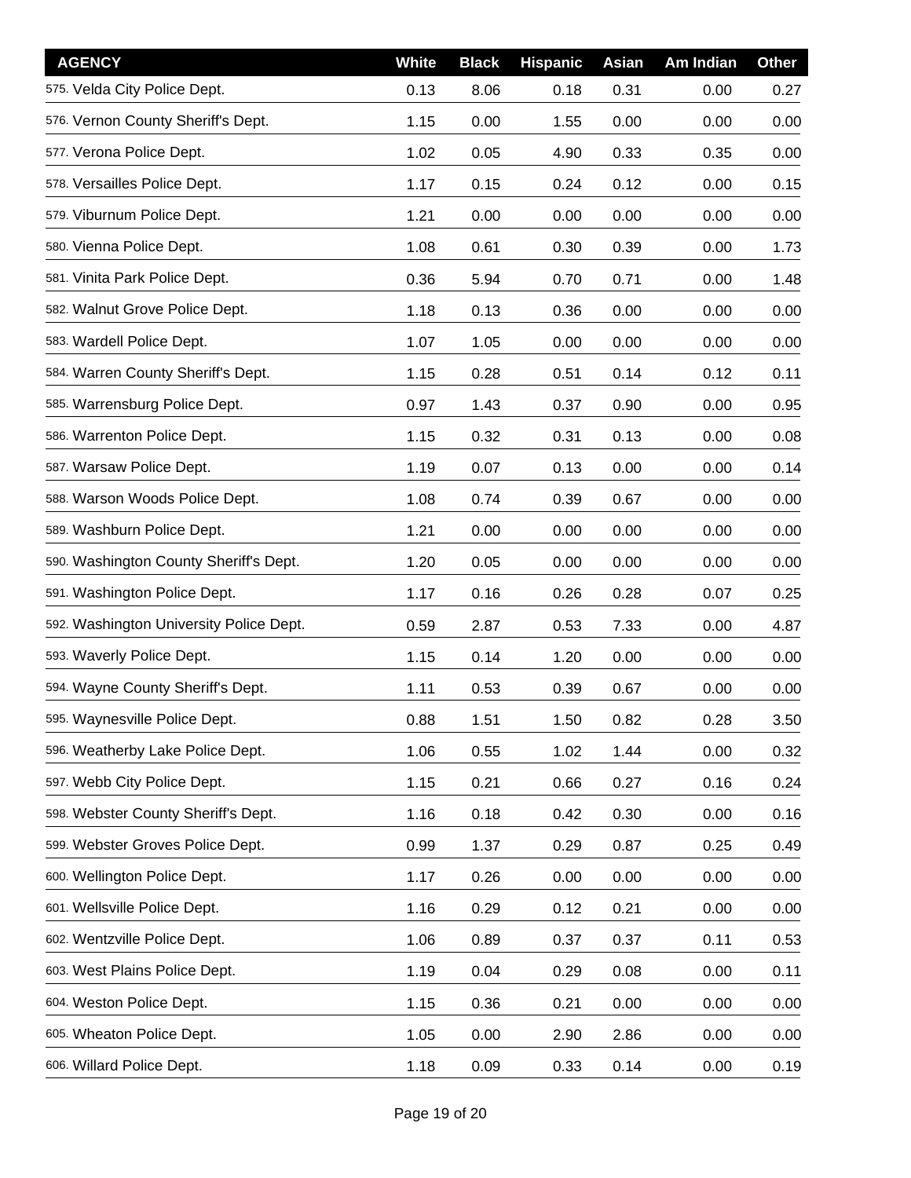| AGENCY | White | Black | Hispanic | Asian | Am Indian | Other |
|---|---|---|---|---|---|---|
| 575. Velda City Police Dept. | 0.13 | 8.06 | 0.18 | 0.31 | 0.00 | 0.27 |
| 576. Vernon County Sheriff's Dept. | 1.15 | 0.00 | 1.55 | 0.00 | 0.00 | 0.00 |
| 577. Verona Police Dept. | 1.02 | 0.05 | 4.90 | 0.33 | 0.35 | 0.00 |
| 578. Versailles Police Dept. | 1.17 | 0.15 | 0.24 | 0.12 | 0.00 | 0.15 |
| 579. Viburnum Police Dept. | 1.21 | 0.00 | 0.00 | 0.00 | 0.00 | 0.00 |
| 580. Vienna Police Dept. | 1.08 | 0.61 | 0.30 | 0.39 | 0.00 | 1.73 |
| 581. Vinita Park Police Dept. | 0.36 | 5.94 | 0.70 | 0.71 | 0.00 | 1.48 |
| 582. Walnut Grove Police Dept. | 1.18 | 0.13 | 0.36 | 0.00 | 0.00 | 0.00 |
| 583. Wardell Police Dept. | 1.07 | 1.05 | 0.00 | 0.00 | 0.00 | 0.00 |
| 584. Warren County Sheriff's Dept. | 1.15 | 0.28 | 0.51 | 0.14 | 0.12 | 0.11 |
| 585. Warrensburg Police Dept. | 0.97 | 1.43 | 0.37 | 0.90 | 0.00 | 0.95 |
| 586. Warrenton Police Dept. | 1.15 | 0.32 | 0.31 | 0.13 | 0.00 | 0.08 |
| 587. Warsaw Police Dept. | 1.19 | 0.07 | 0.13 | 0.00 | 0.00 | 0.14 |
| 588. Warson Woods Police Dept. | 1.08 | 0.74 | 0.39 | 0.67 | 0.00 | 0.00 |
| 589. Washburn Police Dept. | 1.21 | 0.00 | 0.00 | 0.00 | 0.00 | 0.00 |
| 590. Washington County Sheriff's Dept. | 1.20 | 0.05 | 0.00 | 0.00 | 0.00 | 0.00 |
| 591. Washington Police Dept. | 1.17 | 0.16 | 0.26 | 0.28 | 0.07 | 0.25 |
| 592. Washington University Police Dept. | 0.59 | 2.87 | 0.53 | 7.33 | 0.00 | 4.87 |
| 593. Waverly Police Dept. | 1.15 | 0.14 | 1.20 | 0.00 | 0.00 | 0.00 |
| 594. Wayne County Sheriff's Dept. | 1.11 | 0.53 | 0.39 | 0.67 | 0.00 | 0.00 |
| 595. Waynesville Police Dept. | 0.88 | 1.51 | 1.50 | 0.82 | 0.28 | 3.50 |
| 596. Weatherby Lake Police Dept. | 1.06 | 0.55 | 1.02 | 1.44 | 0.00 | 0.32 |
| 597. Webb City Police Dept. | 1.15 | 0.21 | 0.66 | 0.27 | 0.16 | 0.24 |
| 598. Webster County Sheriff's Dept. | 1.16 | 0.18 | 0.42 | 0.30 | 0.00 | 0.16 |
| 599. Webster Groves Police Dept. | 0.99 | 1.37 | 0.29 | 0.87 | 0.25 | 0.49 |
| 600. Wellington Police Dept. | 1.17 | 0.26 | 0.00 | 0.00 | 0.00 | 0.00 |
| 601. Wellsville Police Dept. | 1.16 | 0.29 | 0.12 | 0.21 | 0.00 | 0.00 |
| 602. Wentzville Police Dept. | 1.06 | 0.89 | 0.37 | 0.37 | 0.11 | 0.53 |
| 603. West Plains Police Dept. | 1.19 | 0.04 | 0.29 | 0.08 | 0.00 | 0.11 |
| 604. Weston Police Dept. | 1.15 | 0.36 | 0.21 | 0.00 | 0.00 | 0.00 |
| 605. Wheaton Police Dept. | 1.05 | 0.00 | 2.90 | 2.86 | 0.00 | 0.00 |
| 606. Willard Police Dept. | 1.18 | 0.09 | 0.33 | 0.14 | 0.00 | 0.19 |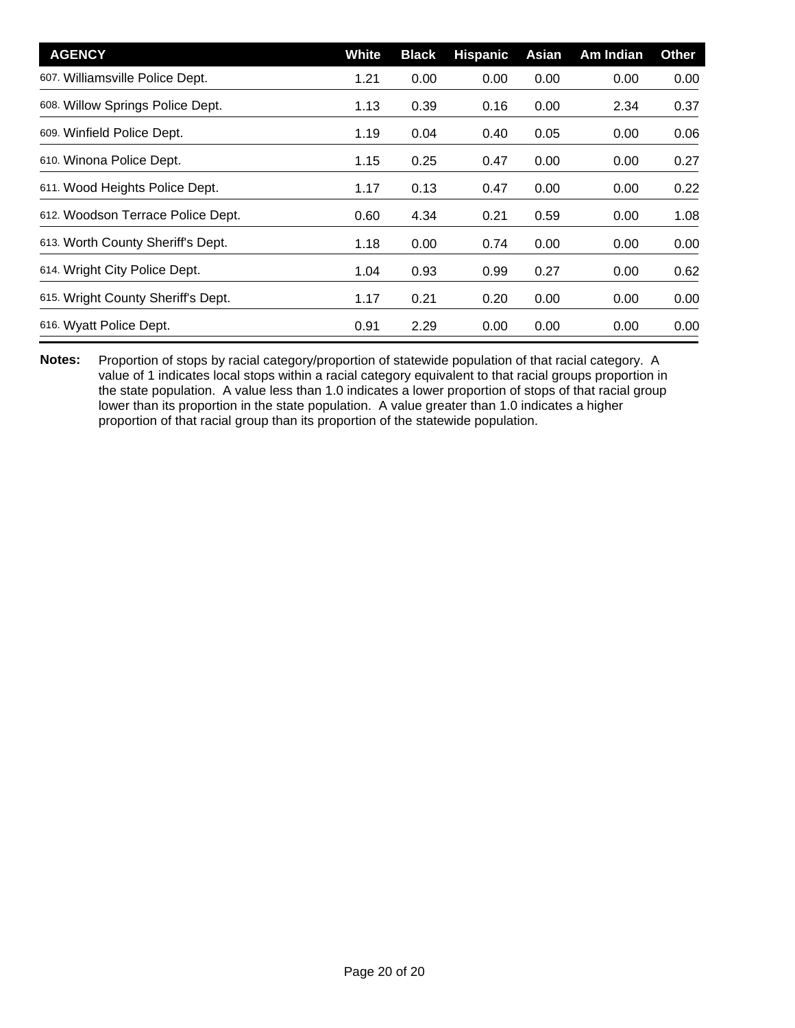| AGENCY | White | Black | Hispanic | Asian | Am Indian | Other |
|---|---|---|---|---|---|---|
| 607. Williamsville Police Dept. | 1.21 | 0.00 | 0.00 | 0.00 | 0.00 | 0.00 |
| 608. Willow Springs Police Dept. | 1.13 | 0.39 | 0.16 | 0.00 | 2.34 | 0.37 |
| 609. Winfield Police Dept. | 1.19 | 0.04 | 0.40 | 0.05 | 0.00 | 0.06 |
| 610. Winona Police Dept. | 1.15 | 0.25 | 0.47 | 0.00 | 0.00 | 0.27 |
| 611. Wood Heights Police Dept. | 1.17 | 0.13 | 0.47 | 0.00 | 0.00 | 0.22 |
| 612. Woodson Terrace Police Dept. | 0.60 | 4.34 | 0.21 | 0.59 | 0.00 | 1.08 |
| 613. Worth County Sheriff's Dept. | 1.18 | 0.00 | 0.74 | 0.00 | 0.00 | 0.00 |
| 614. Wright City Police Dept. | 1.04 | 0.93 | 0.99 | 0.27 | 0.00 | 0.62 |
| 615. Wright County Sheriff's Dept. | 1.17 | 0.21 | 0.20 | 0.00 | 0.00 | 0.00 |
| 616. Wyatt Police Dept. | 0.91 | 2.29 | 0.00 | 0.00 | 0.00 | 0.00 |

**Notes:** Proportion of stops by racial category/proportion of statewide population of that racial category. A value of 1 indicates local stops within a racial category equivalent to that racial groups proportion in the state population. A value less than 1.0 indicates a lower proportion of stops of that racial group lower than its proportion in the state population. A value greater than 1.0 indicates a higher proportion of that racial group than its proportion of the statewide population.